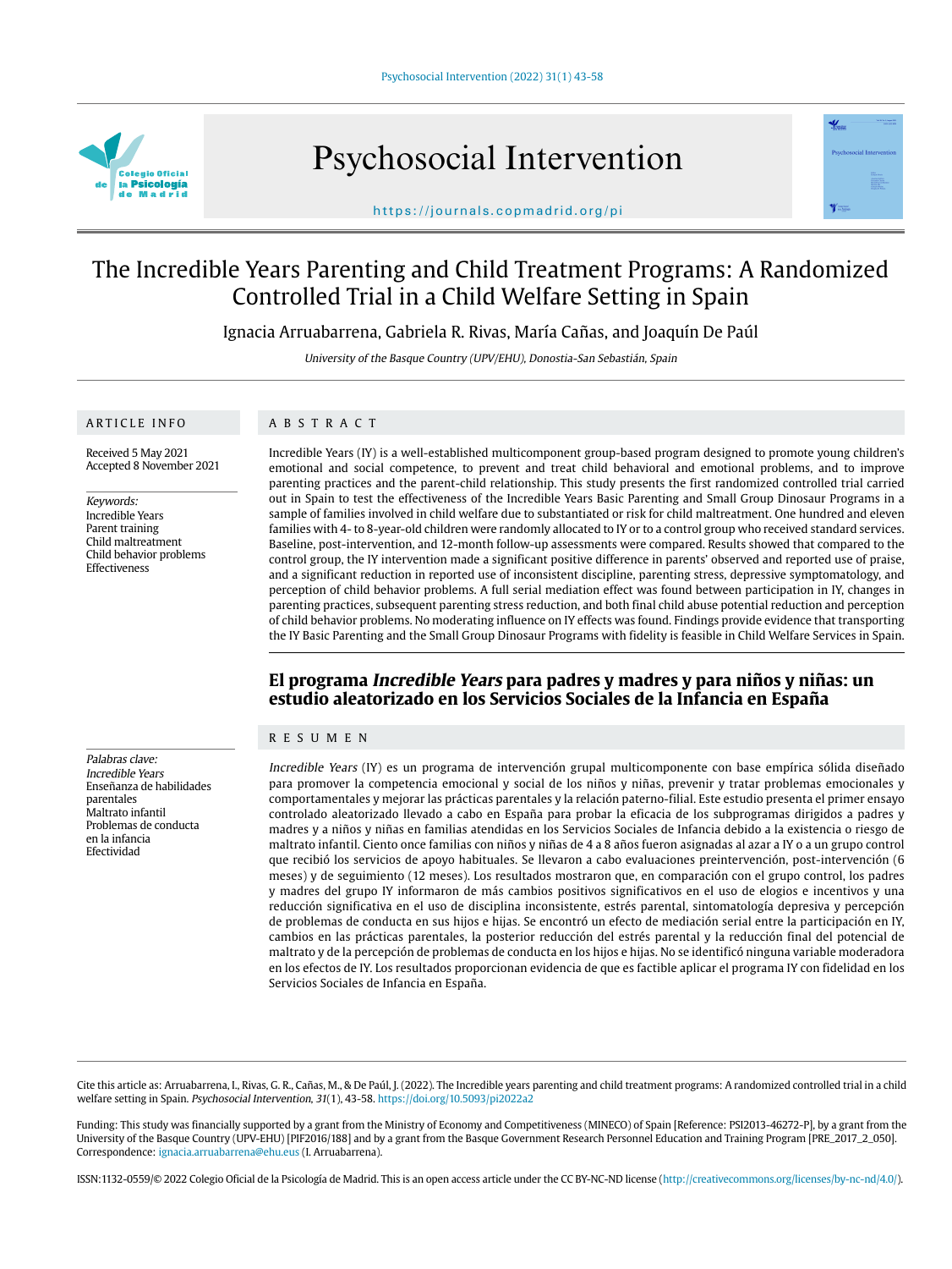# The Incredible Years Parenting and Child Treatment Programs: A Randomized Controlled Trial in a Child Welfare Setting in Spain

Ignacia Arruabarrena, Gabriela R. Rivas, María Cañas, and Joaquín De Paúl

*University of the Basque Country (UPV/EHU), Donostia-San Sebastián, Spain*

## ARTICLE INFO

Received 5 May 2021
Accepted 8 November 2021

*Keywords:*
Incredible Years
Parent training
Child maltreatment
Child behavior problems
Effectiveness

## ABSTRACT

Incredible Years (IY) is a well-established multicomponent group-based program designed to promote young children's emotional and social competence, to prevent and treat child behavioral and emotional problems, and to improve parenting practices and the parent-child relationship. This study presents the first randomized controlled trial carried out in Spain to test the effectiveness of the Incredible Years Basic Parenting and Small Group Dinosaur Programs in a sample of families involved in child welfare due to substantiated or risk for child maltreatment. One hundred and eleven families with 4- to 8-year-old children were randomly allocated to IY or to a control group who received standard services. Baseline, post-intervention, and 12-month follow-up assessments were compared. Results showed that compared to the control group, the IY intervention made a significant positive difference in parents' observed and reported use of praise, and a significant reduction in reported use of inconsistent discipline, parenting stress, depressive symptomatology, and perception of child behavior problems. A full serial mediation effect was found between participation in IY, changes in parenting practices, subsequent parenting stress reduction, and both final child abuse potential reduction and perception of child behavior problems. No moderating influence on IY effects was found. Findings provide evidence that transporting the IY Basic Parenting and the Small Group Dinosaur Programs with fidelity is feasible in Child Welfare Services in Spain.

## El programa *Incredible Years* para padres y madres y para niños y niñas: un estudio aleatorizado en los Servicios Sociales de la Infancia en España

## RESUMEN

*Palabras clave:*
*Incredible Years*
Enseñanza de habilidades parentales
Maltrato infantil
Problemas de conducta en la infancia
Efectividad

*Incredible Years* (IY) es un programa de intervención grupal multicomponente con base empírica sólida diseñado para promover la competencia emocional y social de los niños y niñas, prevenir y tratar problemas emocionales y comportamentales y mejorar las prácticas parentales y la relación paterno-filial. Este estudio presenta el primer ensayo controlado aleatorizado llevado a cabo en España para probar la eficacia de los subprogramas dirigidos a padres y madres y a niños y niñas en familias atendidas en los Servicios Sociales de Infancia debido a la existencia o riesgo de maltrato infantil. Ciento once familias con niños y niñas de 4 a 8 años fueron asignadas al azar a IY o a un grupo control que recibió los servicios de apoyo habituales. Se llevaron a cabo evaluaciones preintervención, post-intervención (6 meses) y de seguimiento (12 meses). Los resultados mostraron que, en comparación con el grupo control, los padres y madres del grupo IY informaron de más cambios positivos significativos en el uso de elogios e incentivos y una reducción significativa en el uso de disciplina inconsistente, estrés parental, sintomatología depresiva y percepción de problemas de conducta en sus hijos e hijas. Se encontró un efecto de mediación serial entre la participación en IY, cambios en las prácticas parentales, la posterior reducción del estrés parental y la reducción final del potencial de maltrato y de la percepción de problemas de conducta en los hijos e hijas. No se identificó ninguna variable moderadora en los efectos de IY. Los resultados proporcionan evidencia de que es factible aplicar el programa IY con fidelidad en los Servicios Sociales de Infancia en España.

---

Cite this article as: Arruabarrena, I., Rivas, G. R., Cañas, M., & De Paúl, J. (2022). The Incredible years parenting and child treatment programs: A randomized controlled trial in a child welfare setting in Spain. *Psychosocial Intervention, 31*(1), 43-58. https://doi.org/10.5093/pi2022a2

Funding: This study was financially supported by a grant from the Ministry of Economy and Competitiveness (MINECO) of Spain [Reference: PSI2013-46272-P], by a grant from the University of the Basque Country (UPV-EHU) [PIF2016/188] and by a grant from the Basque Government Research Personnel Education and Training Program [PRE_2017_2_050].
Correspondence: ignacia.arruabarrena@ehu.eus (I. Arruabarrena).

ISSN:1132-0559/© 2022 Colegio Oficial de la Psicología de Madrid. This is an open access article under the CC BY-NC-ND license (http://creativecommons.org/licenses/by-nc-nd/4.0/).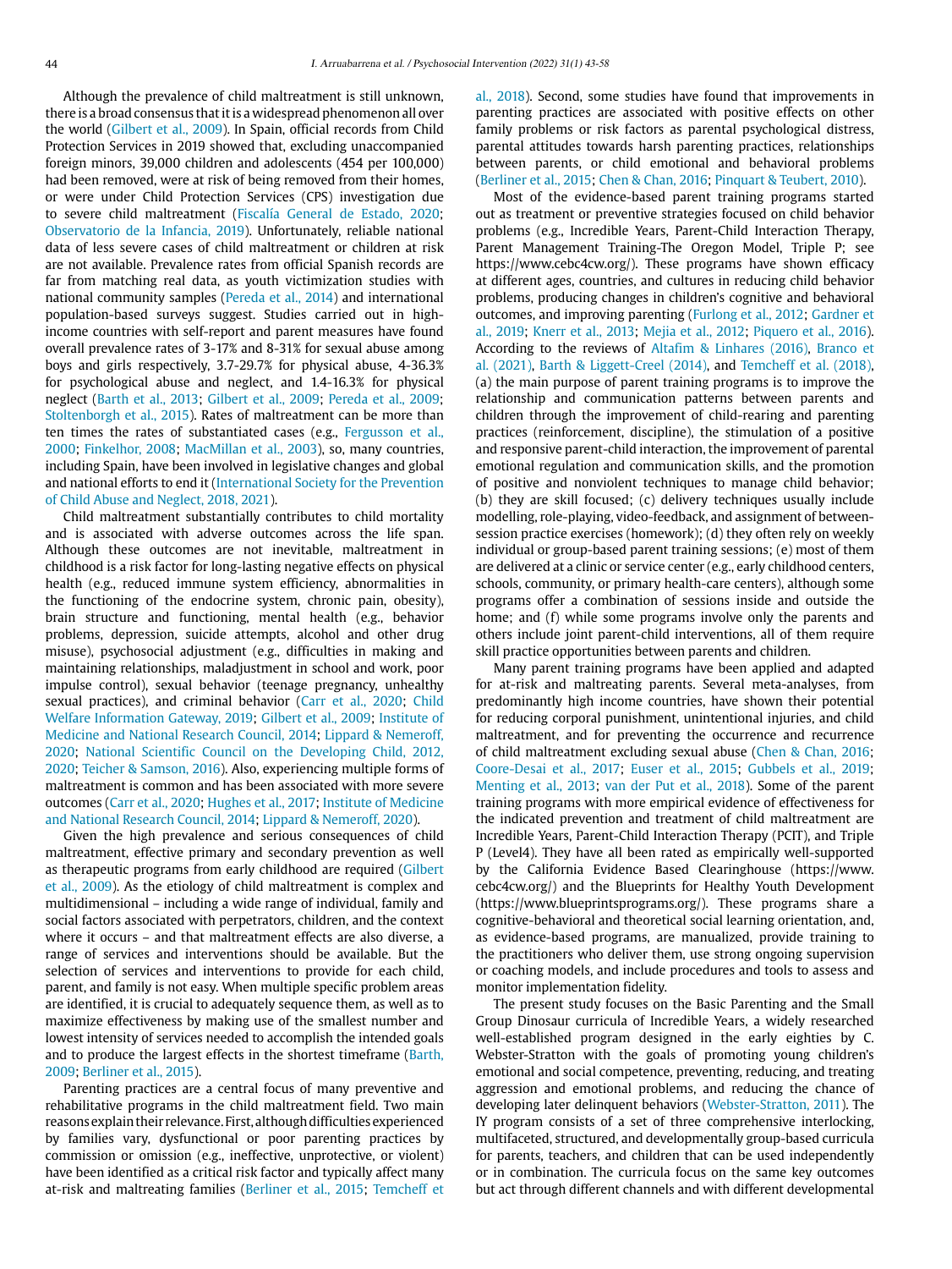Although the prevalence of child maltreatment is still unknown, there is a broad consensus that it is a widespread phenomenon all over the world (Gilbert et al., 2009). In Spain, official records from Child Protection Services in 2019 showed that, excluding unaccompanied foreign minors, 39,000 children and adolescents (454 per 100,000) had been removed, were at risk of being removed from their homes, or were under Child Protection Services (CPS) investigation due to severe child maltreatment (Fiscalía General de Estado, 2020; Observatorio de la Infancia, 2019). Unfortunately, reliable national data of less severe cases of child maltreatment or children at risk are not available. Prevalence rates from official Spanish records are far from matching real data, as youth victimization studies with national community samples (Pereda et al., 2014) and international population-based surveys suggest. Studies carried out in high-income countries with self-report and parent measures have found overall prevalence rates of 3-17% and 8-31% for sexual abuse among boys and girls respectively, 3.7-29.7% for physical abuse, 4-36.3% for psychological abuse and neglect, and 1.4-16.3% for physical neglect (Barth et al., 2013; Gilbert et al., 2009; Pereda et al., 2009; Stoltenborgh et al., 2015). Rates of maltreatment can be more than ten times the rates of substantiated cases (e.g., Fergusson et al., 2000; Finkelhor, 2008; MacMillan et al., 2003), so, many countries, including Spain, have been involved in legislative changes and global and national efforts to end it (International Society for the Prevention of Child Abuse and Neglect, 2018, 2021).

Child maltreatment substantially contributes to child mortality and is associated with adverse outcomes across the life span. Although these outcomes are not inevitable, maltreatment in childhood is a risk factor for long-lasting negative effects on physical health (e.g., reduced immune system efficiency, abnormalities in the functioning of the endocrine system, chronic pain, obesity), brain structure and functioning, mental health (e.g., behavior problems, depression, suicide attempts, alcohol and other drug misuse), psychosocial adjustment (e.g., difficulties in making and maintaining relationships, maladjustment in school and work, poor impulse control), sexual behavior (teenage pregnancy, unhealthy sexual practices), and criminal behavior (Carr et al., 2020; Child Welfare Information Gateway, 2019; Gilbert et al., 2009; Institute of Medicine and National Research Council, 2014; Lippard & Nemeroff, 2020; National Scientific Council on the Developing Child, 2012, 2020; Teicher & Samson, 2016). Also, experiencing multiple forms of maltreatment is common and has been associated with more severe outcomes (Carr et al., 2020; Hughes et al., 2017; Institute of Medicine and National Research Council, 2014; Lippard & Nemeroff, 2020).

Given the high prevalence and serious consequences of child maltreatment, effective primary and secondary prevention as well as therapeutic programs from early childhood are required (Gilbert et al., 2009). As the etiology of child maltreatment is complex and multidimensional – including a wide range of individual, family and social factors associated with perpetrators, children, and the context where it occurs – and that maltreatment effects are also diverse, a range of services and interventions should be available. But the selection of services and interventions to provide for each child, parent, and family is not easy. When multiple specific problem areas are identified, it is crucial to adequately sequence them, as well as to maximize effectiveness by making use of the smallest number and lowest intensity of services needed to accomplish the intended goals and to produce the largest effects in the shortest timeframe (Barth, 2009; Berliner et al., 2015).

Parenting practices are a central focus of many preventive and rehabilitative programs in the child maltreatment field. Two main reasons explain their relevance. First, although difficulties experienced by families vary, dysfunctional or poor parenting practices by commission or omission (e.g., ineffective, unprotective, or violent) have been identified as a critical risk factor and typically affect many at-risk and maltreating families (Berliner et al., 2015; Temcheff et al., 2018). Second, some studies have found that improvements in parenting practices are associated with positive effects on other family problems or risk factors as parental psychological distress, parental attitudes towards harsh parenting practices, relationships between parents, or child emotional and behavioral problems (Berliner et al., 2015; Chen & Chan, 2016; Pinquart & Teubert, 2010).

Most of the evidence-based parent training programs started out as treatment or preventive strategies focused on child behavior problems (e.g., Incredible Years, Parent-Child Interaction Therapy, Parent Management Training-The Oregon Model, Triple P; see https://www.cebc4cw.org/). These programs have shown efficacy at different ages, countries, and cultures in reducing child behavior problems, producing changes in children's cognitive and behavioral outcomes, and improving parenting (Furlong et al., 2012; Gardner et al., 2019; Knerr et al., 2013; Mejia et al., 2012; Piquero et al., 2016). According to the reviews of Altafim & Linhares (2016), Branco et al. (2021), Barth & Liggett-Creel (2014), and Temcheff et al. (2018), (a) the main purpose of parent training programs is to improve the relationship and communication patterns between parents and children through the improvement of child-rearing and parenting practices (reinforcement, discipline), the stimulation of a positive and responsive parent-child interaction, the improvement of parental emotional regulation and communication skills, and the promotion of positive and nonviolent techniques to manage child behavior; (b) they are skill focused; (c) delivery techniques usually include modelling, role-playing, video-feedback, and assignment of between-session practice exercises (homework); (d) they often rely on weekly individual or group-based parent training sessions; (e) most of them are delivered at a clinic or service center (e.g., early childhood centers, schools, community, or primary health-care centers), although some programs offer a combination of sessions inside and outside the home; and (f) while some programs involve only the parents and others include joint parent-child interventions, all of them require skill practice opportunities between parents and children.

Many parent training programs have been applied and adapted for at-risk and maltreating parents. Several meta-analyses, from predominantly high income countries, have shown their potential for reducing corporal punishment, unintentional injuries, and child maltreatment, and for preventing the occurrence and recurrence of child maltreatment excluding sexual abuse (Chen & Chan, 2016; Coore-Desai et al., 2017; Euser et al., 2015; Gubbels et al., 2019; Menting et al., 2013; van der Put et al., 2018). Some of the parent training programs with more empirical evidence of effectiveness for the indicated prevention and treatment of child maltreatment are Incredible Years, Parent-Child Interaction Therapy (PCIT), and Triple P (Level4). They have all been rated as empirically well-supported by the California Evidence Based Clearinghouse (https://www.cebc4cw.org/) and the Blueprints for Healthy Youth Development (https://www.blueprintsprograms.org/). These programs share a cognitive-behavioral and theoretical social learning orientation, and, as evidence-based programs, are manualized, provide training to the practitioners who deliver them, use strong ongoing supervision or coaching models, and include procedures and tools to assess and monitor implementation fidelity.

The present study focuses on the Basic Parenting and the Small Group Dinosaur curricula of Incredible Years, a widely researched well-established program designed in the early eighties by C. Webster-Stratton with the goals of promoting young children's emotional and social competence, preventing, reducing, and treating aggression and emotional problems, and reducing the chance of developing later delinquent behaviors (Webster-Stratton, 2011). The IY program consists of a set of three comprehensive interlocking, multifaceted, structured, and developmentally group-based curricula for parents, teachers, and children that can be used independently or in combination. The curricula focus on the same key outcomes but act through different channels and with different developmental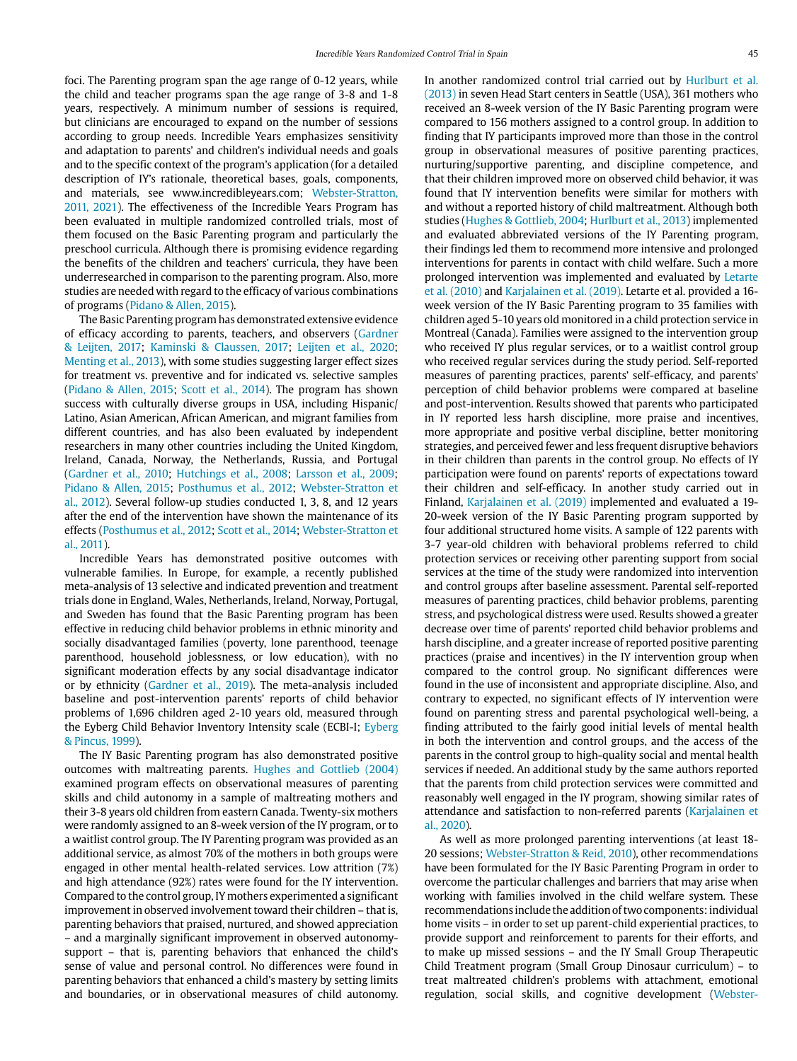foci. The Parenting program span the age range of 0-12 years, while the child and teacher programs span the age range of 3-8 and 1-8 years, respectively. A minimum number of sessions is required, but clinicians are encouraged to expand on the number of sessions according to group needs. Incredible Years emphasizes sensitivity and adaptation to parents' and children's individual needs and goals and to the specific context of the program's application (for a detailed description of IY's rationale, theoretical bases, goals, components, and materials, see www.incredibleyears.com; Webster-Stratton, 2011, 2021). The effectiveness of the Incredible Years Program has been evaluated in multiple randomized controlled trials, most of them focused on the Basic Parenting program and particularly the preschool curricula. Although there is promising evidence regarding the benefits of the children and teachers' curricula, they have been underresearched in comparison to the parenting program. Also, more studies are needed with regard to the efficacy of various combinations of programs (Pidano & Allen, 2015).

The Basic Parenting program has demonstrated extensive evidence of efficacy according to parents, teachers, and observers (Gardner & Leijten, 2017; Kaminski & Claussen, 2017; Leijten et al., 2020; Menting et al., 2013), with some studies suggesting larger effect sizes for treatment vs. preventive and for indicated vs. selective samples (Pidano & Allen, 2015; Scott et al., 2014). The program has shown success with culturally diverse groups in USA, including Hispanic/Latino, Asian American, African American, and migrant families from different countries, and has also been evaluated by independent researchers in many other countries including the United Kingdom, Ireland, Canada, Norway, the Netherlands, Russia, and Portugal (Gardner et al., 2010; Hutchings et al., 2008; Larsson et al., 2009; Pidano & Allen, 2015; Posthumus et al., 2012; Webster-Stratton et al., 2012). Several follow-up studies conducted 1, 3, 8, and 12 years after the end of the intervention have shown the maintenance of its effects (Posthumus et al., 2012; Scott et al., 2014; Webster-Stratton et al., 2011).

Incredible Years has demonstrated positive outcomes with vulnerable families. In Europe, for example, a recently published meta-analysis of 13 selective and indicated prevention and treatment trials done in England, Wales, Netherlands, Ireland, Norway, Portugal, and Sweden has found that the Basic Parenting program has been effective in reducing child behavior problems in ethnic minority and socially disadvantaged families (poverty, lone parenthood, teenage parenthood, household joblessness, or low education), with no significant moderation effects by any social disadvantage indicator or by ethnicity (Gardner et al., 2019). The meta-analysis included baseline and post-intervention parents' reports of child behavior problems of 1,696 children aged 2-10 years old, measured through the Eyberg Child Behavior Inventory Intensity scale (ECBI-I; Eyberg & Pincus, 1999).

The IY Basic Parenting program has also demonstrated positive outcomes with maltreating parents. Hughes and Gottlieb (2004) examined program effects on observational measures of parenting skills and child autonomy in a sample of maltreating mothers and their 3-8 years old children from eastern Canada. Twenty-six mothers were randomly assigned to an 8-week version of the IY program, or to a waitlist control group. The IY Parenting program was provided as an additional service, as almost 70% of the mothers in both groups were engaged in other mental health-related services. Low attrition (7%) and high attendance (92%) rates were found for the IY intervention. Compared to the control group, IY mothers experimented a significant improvement in observed involvement toward their children – that is, parenting behaviors that praised, nurtured, and showed appreciation – and a marginally significant improvement in observed autonomy-support – that is, parenting behaviors that enhanced the child's sense of value and personal control. No differences were found in parenting behaviors that enhanced a child's mastery by setting limits and boundaries, or in observational measures of child autonomy. In another randomized control trial carried out by Hurlburt et al. (2013) in seven Head Start centers in Seattle (USA), 361 mothers who received an 8-week version of the IY Basic Parenting program were compared to 156 mothers assigned to a control group. In addition to finding that IY participants improved more than those in the control group in observational measures of positive parenting practices, nurturing/supportive parenting, and discipline competence, and that their children improved more on observed child behavior, it was found that IY intervention benefits were similar for mothers with and without a reported history of child maltreatment. Although both studies (Hughes & Gottlieb, 2004; Hurlburt et al., 2013) implemented and evaluated abbreviated versions of the IY Parenting program, their findings led them to recommend more intensive and prolonged interventions for parents in contact with child welfare. Such a more prolonged intervention was implemented and evaluated by Letarte et al. (2010) and Karjalainen et al. (2019). Letarte et al. provided a 16-week version of the IY Basic Parenting program to 35 families with children aged 5-10 years old monitored in a child protection service in Montreal (Canada). Families were assigned to the intervention group who received IY plus regular services, or to a waitlist control group who received regular services during the study period. Self-reported measures of parenting practices, parents' self-efficacy, and parents' perception of child behavior problems were compared at baseline and post-intervention. Results showed that parents who participated in IY reported less harsh discipline, more praise and incentives, more appropriate and positive verbal discipline, better monitoring strategies, and perceived fewer and less frequent disruptive behaviors in their children than parents in the control group. No effects of IY participation were found on parents' reports of expectations toward their children and self-efficacy. In another study carried out in Finland, Karjalainen et al. (2019) implemented and evaluated a 19-20-week version of the IY Basic Parenting program supported by four additional structured home visits. A sample of 122 parents with 3-7 year-old children with behavioral problems referred to child protection services or receiving other parenting support from social services at the time of the study were randomized into intervention and control groups after baseline assessment. Parental self-reported measures of parenting practices, child behavior problems, parenting stress, and psychological distress were used. Results showed a greater decrease over time of parents' reported child behavior problems and harsh discipline, and a greater increase of reported positive parenting practices (praise and incentives) in the IY intervention group when compared to the control group. No significant differences were found in the use of inconsistent and appropriate discipline. Also, and contrary to expected, no significant effects of IY intervention were found on parenting stress and parental psychological well-being, a finding attributed to the fairly good initial levels of mental health in both the intervention and control groups, and the access of the parents in the control group to high-quality social and mental health services if needed. An additional study by the same authors reported that the parents from child protection services were committed and reasonably well engaged in the IY program, showing similar rates of attendance and satisfaction to non-referred parents (Karjalainen et al., 2020).

As well as more prolonged parenting interventions (at least 18-20 sessions; Webster-Stratton & Reid, 2010), other recommendations have been formulated for the IY Basic Parenting Program in order to overcome the particular challenges and barriers that may arise when working with families involved in the child welfare system. These recommendations include the addition of two components: individual home visits – in order to set up parent-child experiential practices, to provide support and reinforcement to parents for their efforts, and to make up missed sessions – and the IY Small Group Therapeutic Child Treatment program (Small Group Dinosaur curriculum) – to treat maltreated children's problems with attachment, emotional regulation, social skills, and cognitive development (Webster-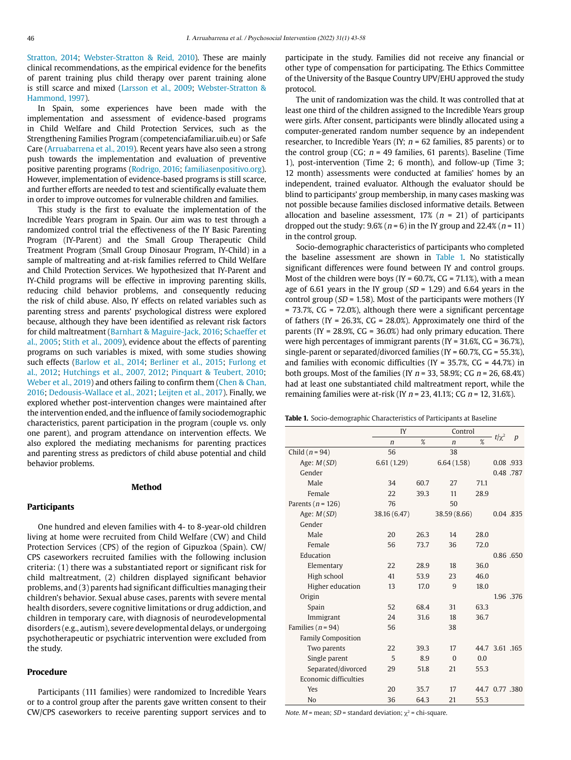Stratton, 2014; Webster-Stratton & Reid, 2010). These are mainly clinical recommendations, as the empirical evidence for the benefits of parent training plus child therapy over parent training alone is still scarce and mixed (Larsson et al., 2009; Webster-Stratton & Hammond, 1997).

In Spain, some experiences have been made with the implementation and assessment of evidence-based programs in Child Welfare and Child Protection Services, such as the Strengthening Families Program (competenciafamiliar.uib.eu) or Safe Care (Arruabarrena et al., 2019). Recent years have also seen a strong push towards the implementation and evaluation of preventive positive parenting programs (Rodrigo, 2016; familiasenpositivo.org). However, implementation of evidence-based programs is still scarce, and further efforts are needed to test and scientifically evaluate them in order to improve outcomes for vulnerable children and families.

This study is the first to evaluate the implementation of the Incredible Years program in Spain. Our aim was to test through a randomized control trial the effectiveness of the IY Basic Parenting Program (IY-Parent) and the Small Group Therapeutic Child Treatment Program (Small Group Dinosaur Program, IY-Child) in a sample of maltreating and at-risk families referred to Child Welfare and Child Protection Services. We hypothesized that IY-Parent and IY-Child programs will be effective in improving parenting skills, reducing child behavior problems, and consequently reducing the risk of child abuse. Also, IY effects on related variables such as parenting stress and parents' psychological distress were explored because, although they have been identified as relevant risk factors for child maltreatment (Barnhart & Maguire-Jack, 2016; Schaeffer et al., 2005; Stith et al., 2009), evidence about the effects of parenting programs on such variables is mixed, with some studies showing such effects (Barlow et al., 2014; Berliner et al., 2015; Furlong et al., 2012; Hutchings et al., 2007, 2012; Pinquart & Teubert, 2010; Weber et al., 2019) and others failing to confirm them (Chen & Chan, 2016; Dedousis-Wallace et al., 2021; Leijten et al., 2017). Finally, we explored whether post-intervention changes were maintained after the intervention ended, and the influence of family sociodemographic characteristics, parent participation in the program (couple vs. only one parent), and program attendance on intervention effects. We also explored the mediating mechanisms for parenting practices and parenting stress as predictors of child abuse potential and child behavior problems.

## Method

### Participants

One hundred and eleven families with 4- to 8-year-old children living at home were recruited from Child Welfare (CW) and Child Protection Services (CPS) of the region of Gipuzkoa (Spain). CW/CPS caseworkers recruited families with the following inclusion criteria: (1) there was a substantiated report or significant risk for child maltreatment, (2) children displayed significant behavior problems, and (3) parents had significant difficulties managing their children's behavior. Sexual abuse cases, parents with severe mental health disorders, severe cognitive limitations or drug addiction, and children in temporary care, with diagnosis of neurodevelopmental disorders (e.g., autism), severe developmental delays, or undergoing psychotherapeutic or psychiatric intervention were excluded from the study.

### Procedure

Participants (111 families) were randomized to Incredible Years or to a control group after the parents gave written consent to their CW/CPS caseworkers to receive parenting support services and to participate in the study. Families did not receive any financial or other type of compensation for participating. The Ethics Committee of the University of the Basque Country UPV/EHU approved the study protocol.

The unit of randomization was the child. It was controlled that at least one third of the children assigned to the Incredible Years group were girls. After consent, participants were blindly allocated using a computer-generated random number sequence by an independent researcher, to Incredible Years (IY; *n* = 62 families, 85 parents) or to the control group (CG; *n* = 49 families, 61 parents). Baseline (Time 1), post-intervention (Time 2; 6 month), and follow-up (Time 3; 12 month) assessments were conducted at families' homes by an independent, trained evaluator. Although the evaluator should be blind to participants' group membership, in many cases masking was not possible because families disclosed informative details. Between allocation and baseline assessment, 17% (*n* = 21) of participants dropped out the study: 9.6% (*n* = 6) in the IY group and 22.4% (*n* = 11) in the control group.

Socio-demographic characteristics of participants who completed the baseline assessment are shown in Table 1. No statistically significant differences were found between IY and control groups. Most of the children were boys (IY = 60.7%, CG = 71.1%), with a mean age of 6.61 years in the IY group (*SD* = 1.29) and 6.64 years in the control group (*SD* = 1.58). Most of the participants were mothers (IY = 73.7%, CG = 72.0%), although there were a significant percentage of fathers (IY = 26.3%, CG = 28.0%). Approximately one third of the parents (IY = 28.9%, CG = 36.0%) had only primary education. There were high percentages of immigrant parents (IY = 31.6%, CG = 36.7%), single-parent or separated/divorced families (IY = 60.7%, CG = 55.3%), and families with economic difficulties (IY = 35.7%, CG = 44.7%) in both groups. Most of the families (IY *n* = 33, 58.9%; CG *n* = 26, 68.4%) had at least one substantiated child maltreatment report, while the remaining families were at-risk (IY *n* = 23, 41.1%; CG *n* = 12, 31.6%).

**Table 1.** Socio-demographic Characteristics of Participants at Baseline

| | IY | | Control | | $t/\chi^2$ | *p* |
|---|---|---|---|---|---|---|
| | *n* | % | *n* | % | | |
| Child (*n* = 94) | 56 | | 38 | | | |
| Age: *M* (*SD*) | 6.61 (1.29) | | 6.64 (1.58) | | 0.08 | .933 |
| Gender | | | | | 0.48 | .787 |
| Male | 34 | 60.7 | 27 | 71.1 | | |
| Female | 22 | 39.3 | 11 | 28.9 | | |
| Parents (*n* = 126) | 76 | | 50 | | | |
| Age: *M* (*SD*) | 38.16 (6.47) | | 38.59 (8.66) | | 0.04 | .835 |
| Gender | | | | | | |
| Male | 20 | 26.3 | 14 | 28.0 | | |
| Female | 56 | 73.7 | 36 | 72.0 | | |
| Education | | | | | 0.86 | .650 |
| Elementary | 22 | 28.9 | 18 | 36.0 | | |
| High school | 41 | 53.9 | 23 | 46.0 | | |
| Higher education | 13 | 17.0 | 9 | 18.0 | | |
| Origin | | | | | 1.96 | .376 |
| Spain | 52 | 68.4 | 31 | 63.3 | | |
| Immigrant | 24 | 31.6 | 18 | 36.7 | | |
| Families (*n* = 94) | 56 | | 38 | | | |
| Family Composition | | | | | | |
| Two parents | 22 | 39.3 | 17 | 44.7 | 3.61 | .165 |
| Single parent | 5 | 8.9 | 0 | 0.0 | | |
| Separated/divorced | 29 | 51.8 | 21 | 55.3 | | |
| Economic difficulties | | | | | | |
| Yes | 20 | 35.7 | 17 | 44.7 | 0.77 | .380 |
| No | 36 | 64.3 | 21 | 55.3 | | |

*Note.* *M* = mean; *SD* = standard deviation; $\chi^2$ = chi-square.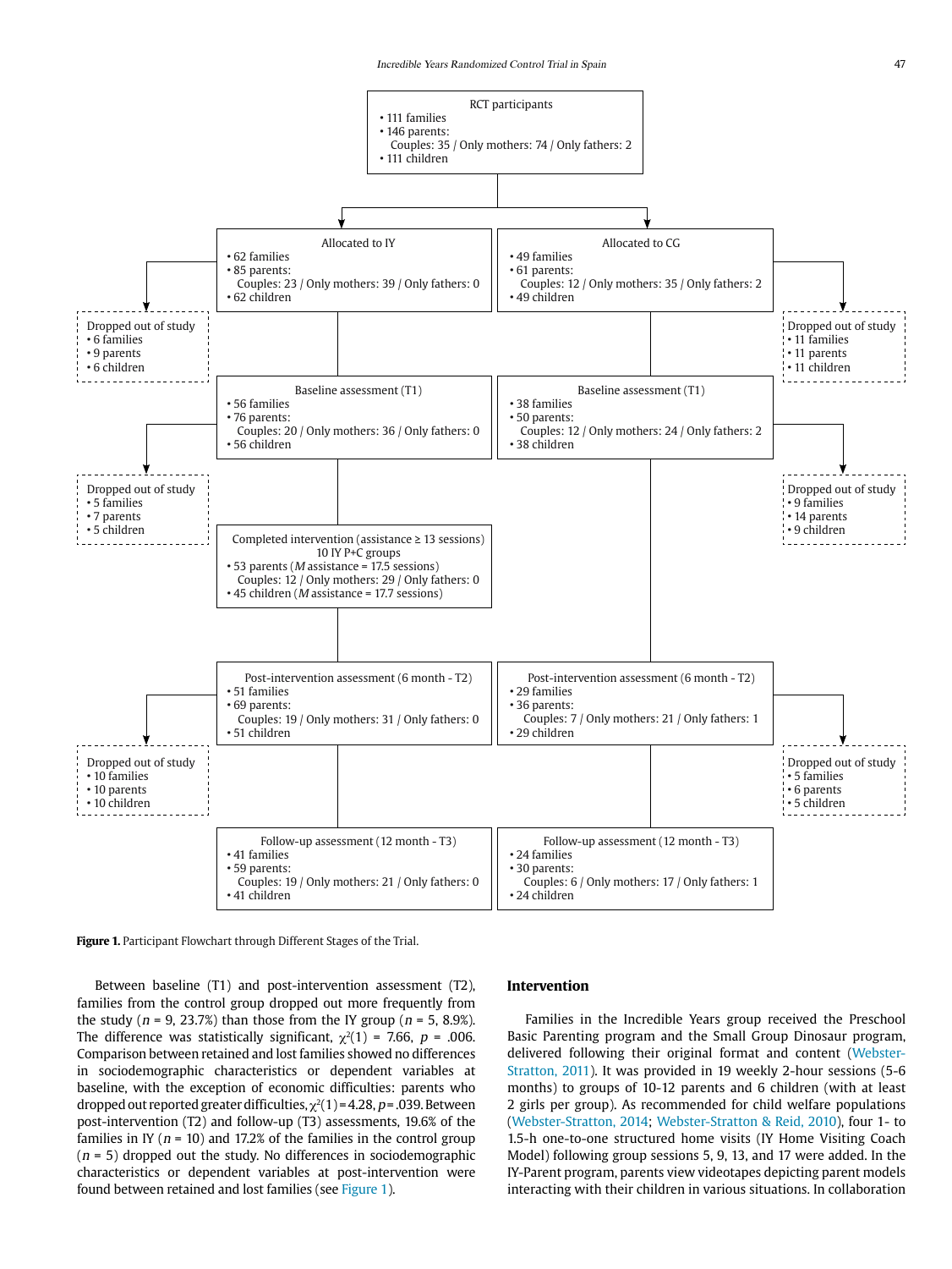RCT participants
- 111 families
- 146 parents:
  Couples: 35 / Only mothers: 74 / Only fathers: 2
- 111 children

Allocated to IY
- 62 families
- 85 parents:
  Couples: 23 / Only mothers: 39 / Only fathers: 0
- 62 children

Allocated to CG
- 49 families
- 61 parents:
  Couples: 12 / Only mothers: 35 / Only fathers: 2
- 49 children

Dropped out of study
- 6 families
- 9 parents
- 6 children

Dropped out of study
- 11 families
- 11 parents
- 11 children

Baseline assessment (T1)
- 56 families
- 76 parents:
  Couples: 20 / Only mothers: 36 / Only fathers: 0
- 56 children

Baseline assessment (T1)
- 38 families
- 50 parents:
  Couples: 12 / Only mothers: 24 / Only fathers: 2
- 38 children

Dropped out of study
- 5 families
- 7 parents
- 5 children

Dropped out of study
- 9 families
- 14 parents
- 9 children

Completed intervention (assistance ≥ 13 sessions)
10 IY P+C groups
- 53 parents (*M* assistance = 17.5 sessions)
  Couples: 12 / Only mothers: 29 / Only fathers: 0
- 45 children (*M* assistance = 17.7 sessions)

Post-intervention assessment (6 month - T2)
- 51 families
- 69 parents:
  Couples: 19 / Only mothers: 31 / Only fathers: 0
- 51 children

Post-intervention assessment (6 month - T2)
- 29 families
- 36 parents:
  Couples: 7 / Only mothers: 21 / Only fathers: 1
- 29 children

Dropped out of study
- 10 families
- 10 parents
- 10 children

Dropped out of study
- 5 families
- 6 parents
- 5 children

Follow-up assessment (12 month - T3)
- 41 families
- 59 parents:
  Couples: 19 / Only mothers: 21 / Only fathers: 0
- 41 children

Follow-up assessment (12 month - T3)
- 24 families
- 30 parents:
  Couples: 6 / Only mothers: 17 / Only fathers: 1
- 24 children

**Figure 1.** Participant Flowchart through Different Stages of the Trial.

Between baseline (T1) and post-intervention assessment (T2), families from the control group dropped out more frequently from the study ($n$ = 9, 23.7%) than those from the IY group ($n$ = 5, 8.9%). The difference was statistically significant, $\chi^2(1)$ = 7.66, $p$ = .006. Comparison between retained and lost families showed no differences in sociodemographic characteristics or dependent variables at baseline, with the exception of economic difficulties: parents who dropped out reported greater difficulties, $\chi^2(1)$ = 4.28, $p$ = .039. Between post-intervention (T2) and follow-up (T3) assessments, 19.6% of the families in IY ($n$ = 10) and 17.2% of the families in the control group ($n$ = 5) dropped out the study. No differences in sociodemographic characteristics or dependent variables at post-intervention were found between retained and lost families (see Figure 1).

## Intervention

Families in the Incredible Years group received the Preschool Basic Parenting program and the Small Group Dinosaur program, delivered following their original format and content (Webster-Stratton, 2011). It was provided in 19 weekly 2-hour sessions (5-6 months) to groups of 10-12 parents and 6 children (with at least 2 girls per group). As recommended for child welfare populations (Webster-Stratton, 2014; Webster-Stratton & Reid, 2010), four 1- to 1.5-h one-to-one structured home visits (IY Home Visiting Coach Model) following group sessions 5, 9, 13, and 17 were added. In the IY-Parent program, parents view videotapes depicting parent models interacting with their children in various situations. In collaboration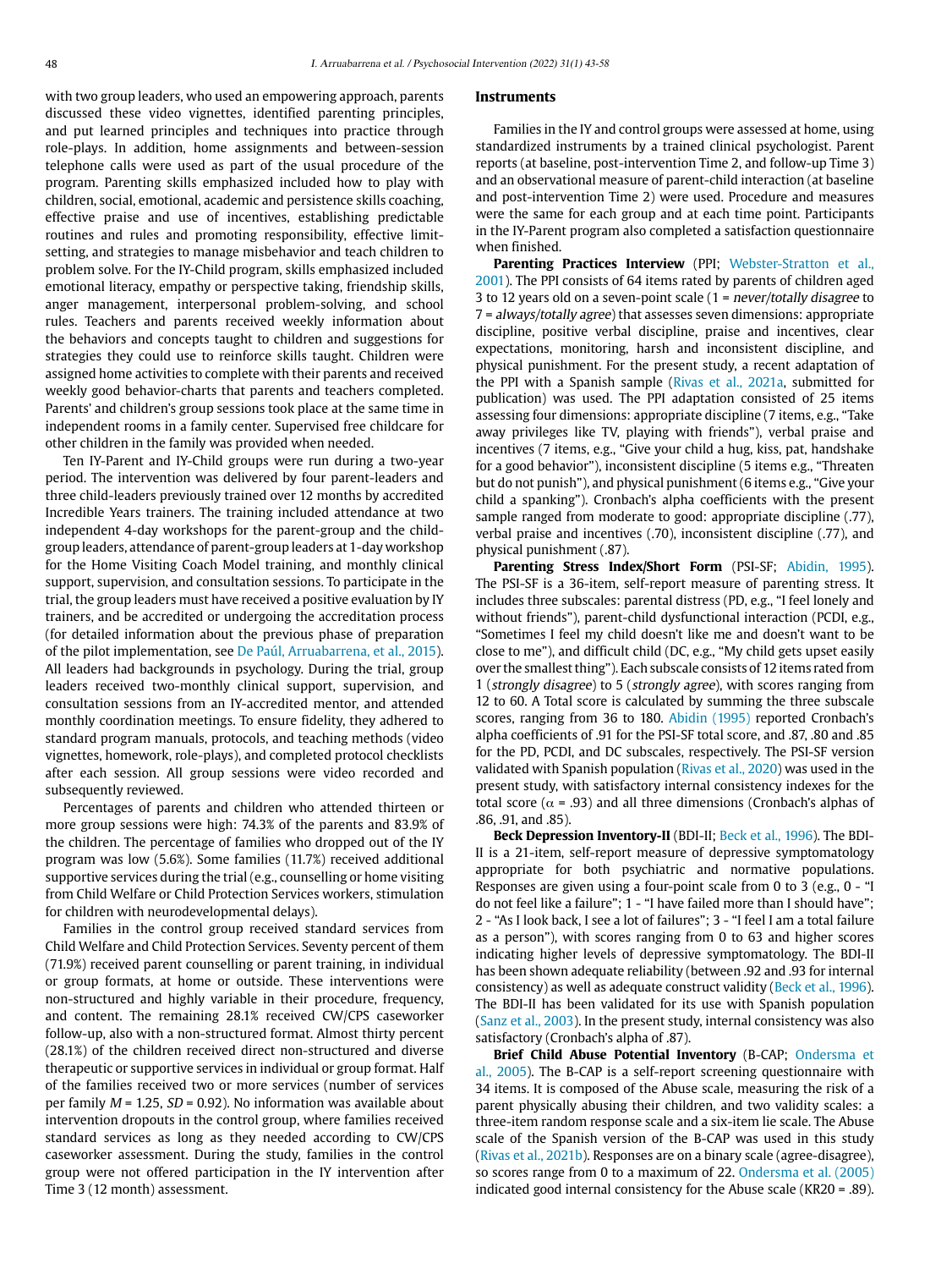with two group leaders, who used an empowering approach, parents discussed these video vignettes, identified parenting principles, and put learned principles and techniques into practice through role-plays. In addition, home assignments and between-session telephone calls were used as part of the usual procedure of the program. Parenting skills emphasized included how to play with children, social, emotional, academic and persistence skills coaching, effective praise and use of incentives, establishing predictable routines and rules and promoting responsibility, effective limit-setting, and strategies to manage misbehavior and teach children to problem solve. For the IY-Child program, skills emphasized included emotional literacy, empathy or perspective taking, friendship skills, anger management, interpersonal problem-solving, and school rules. Teachers and parents received weekly information about the behaviors and concepts taught to children and suggestions for strategies they could use to reinforce skills taught. Children were assigned home activities to complete with their parents and received weekly good behavior-charts that parents and teachers completed. Parents' and children's group sessions took place at the same time in independent rooms in a family center. Supervised free childcare for other children in the family was provided when needed.

Ten IY-Parent and IY-Child groups were run during a two-year period. The intervention was delivered by four parent-leaders and three child-leaders previously trained over 12 months by accredited Incredible Years trainers. The training included attendance at two independent 4-day workshops for the parent-group and the child-group leaders, attendance of parent-group leaders at 1-day workshop for the Home Visiting Coach Model training, and monthly clinical support, supervision, and consultation sessions. To participate in the trial, the group leaders must have received a positive evaluation by IY trainers, and be accredited or undergoing the accreditation process (for detailed information about the previous phase of preparation of the pilot implementation, see De Paúl, Arruabarrena, et al., 2015). All leaders had backgrounds in psychology. During the trial, group leaders received two-monthly clinical support, supervision, and consultation sessions from an IY-accredited mentor, and attended monthly coordination meetings. To ensure fidelity, they adhered to standard program manuals, protocols, and teaching methods (video vignettes, homework, role-plays), and completed protocol checklists after each session. All group sessions were video recorded and subsequently reviewed.

Percentages of parents and children who attended thirteen or more group sessions were high: 74.3% of the parents and 83.9% of the children. The percentage of families who dropped out of the IY program was low (5.6%). Some families (11.7%) received additional supportive services during the trial (e.g., counselling or home visiting from Child Welfare or Child Protection Services workers, stimulation for children with neurodevelopmental delays).

Families in the control group received standard services from Child Welfare and Child Protection Services. Seventy percent of them (71.9%) received parent counselling or parent training, in individual or group formats, at home or outside. These interventions were non-structured and highly variable in their procedure, frequency, and content. The remaining 28.1% received CW/CPS caseworker follow-up, also with a non-structured format. Almost thirty percent (28.1%) of the children received direct non-structured and diverse therapeutic or supportive services in individual or group format. Half of the families received two or more services (number of services per family $M$ = 1.25, $SD$ = 0.92). No information was available about intervention dropouts in the control group, where families received standard services as long as they needed according to CW/CPS caseworker assessment. During the study, families in the control group were not offered participation in the IY intervention after Time 3 (12 month) assessment.

## Instruments

Families in the IY and control groups were assessed at home, using standardized instruments by a trained clinical psychologist. Parent reports (at baseline, post-intervention Time 2, and follow-up Time 3) and an observational measure of parent-child interaction (at baseline and post-intervention Time 2) were used. Procedure and measures were the same for each group and at each time point. Participants in the IY-Parent program also completed a satisfaction questionnaire when finished.

**Parenting Practices Interview** (PPI; Webster-Stratton et al., 2001). The PPI consists of 64 items rated by parents of children aged 3 to 12 years old on a seven-point scale (1 = *never/totally disagree* to 7 = *always/totally agree*) that assesses seven dimensions: appropriate discipline, positive verbal discipline, praise and incentives, clear expectations, monitoring, harsh and inconsistent discipline, and physical punishment. For the present study, a recent adaptation of the PPI with a Spanish sample (Rivas et al., 2021a, submitted for publication) was used. The PPI adaptation consisted of 25 items assessing four dimensions: appropriate discipline (7 items, e.g., "Take away privileges like TV, playing with friends"), verbal praise and incentives (7 items, e.g., "Give your child a hug, kiss, pat, handshake for a good behavior"), inconsistent discipline (5 items e.g., "Threaten but do not punish"), and physical punishment (6 items e.g., "Give your child a spanking"). Cronbach's alpha coefficients with the present sample ranged from moderate to good: appropriate discipline (.77), verbal praise and incentives (.70), inconsistent discipline (.77), and physical punishment (.87).

**Parenting Stress Index/Short Form** (PSI-SF; Abidin, 1995). The PSI-SF is a 36-item, self-report measure of parenting stress. It includes three subscales: parental distress (PD, e.g., "I feel lonely and without friends"), parent-child dysfunctional interaction (PCDI, e.g., "Sometimes I feel my child doesn't like me and doesn't want to be close to me"), and difficult child (DC, e.g., "My child gets upset easily over the smallest thing"). Each subscale consists of 12 items rated from 1 (*strongly disagree*) to 5 (*strongly agree*), with scores ranging from 12 to 60. A Total score is calculated by summing the three subscale scores, ranging from 36 to 180. Abidin (1995) reported Cronbach's alpha coefficients of .91 for the PSI-SF total score, and .87, .80 and .85 for the PD, PCDI, and DC subscales, respectively. The PSI-SF version validated with Spanish population (Rivas et al., 2020) was used in the present study, with satisfactory internal consistency indexes for the total score ($\alpha$ = .93) and all three dimensions (Cronbach's alphas of .86, .91, and .85).

**Beck Depression Inventory-II** (BDI-II; Beck et al., 1996). The BDI-II is a 21-item, self-report measure of depressive symptomatology appropriate for both psychiatric and normative populations. Responses are given using a four-point scale from 0 to 3 (e.g., 0 - "I do not feel like a failure"; 1 - "I have failed more than I should have"; 2 - "As I look back, I see a lot of failures"; 3 - "I feel I am a total failure as a person"), with scores ranging from 0 to 63 and higher scores indicating higher levels of depressive symptomatology. The BDI-II has been shown adequate reliability (between .92 and .93 for internal consistency) as well as adequate construct validity (Beck et al., 1996). The BDI-II has been validated for its use with Spanish population (Sanz et al., 2003). In the present study, internal consistency was also satisfactory (Cronbach's alpha of .87).

**Brief Child Abuse Potential Inventory** (B-CAP; Ondersma et al., 2005). The B-CAP is a self-report screening questionnaire with 34 items. It is composed of the Abuse scale, measuring the risk of a parent physically abusing their children, and two validity scales: a three-item random response scale and a six-item lie scale. The Abuse scale of the Spanish version of the B-CAP was used in this study (Rivas et al., 2021b). Responses are on a binary scale (agree-disagree), so scores range from 0 to a maximum of 22. Ondersma et al. (2005) indicated good internal consistency for the Abuse scale (KR20 = .89).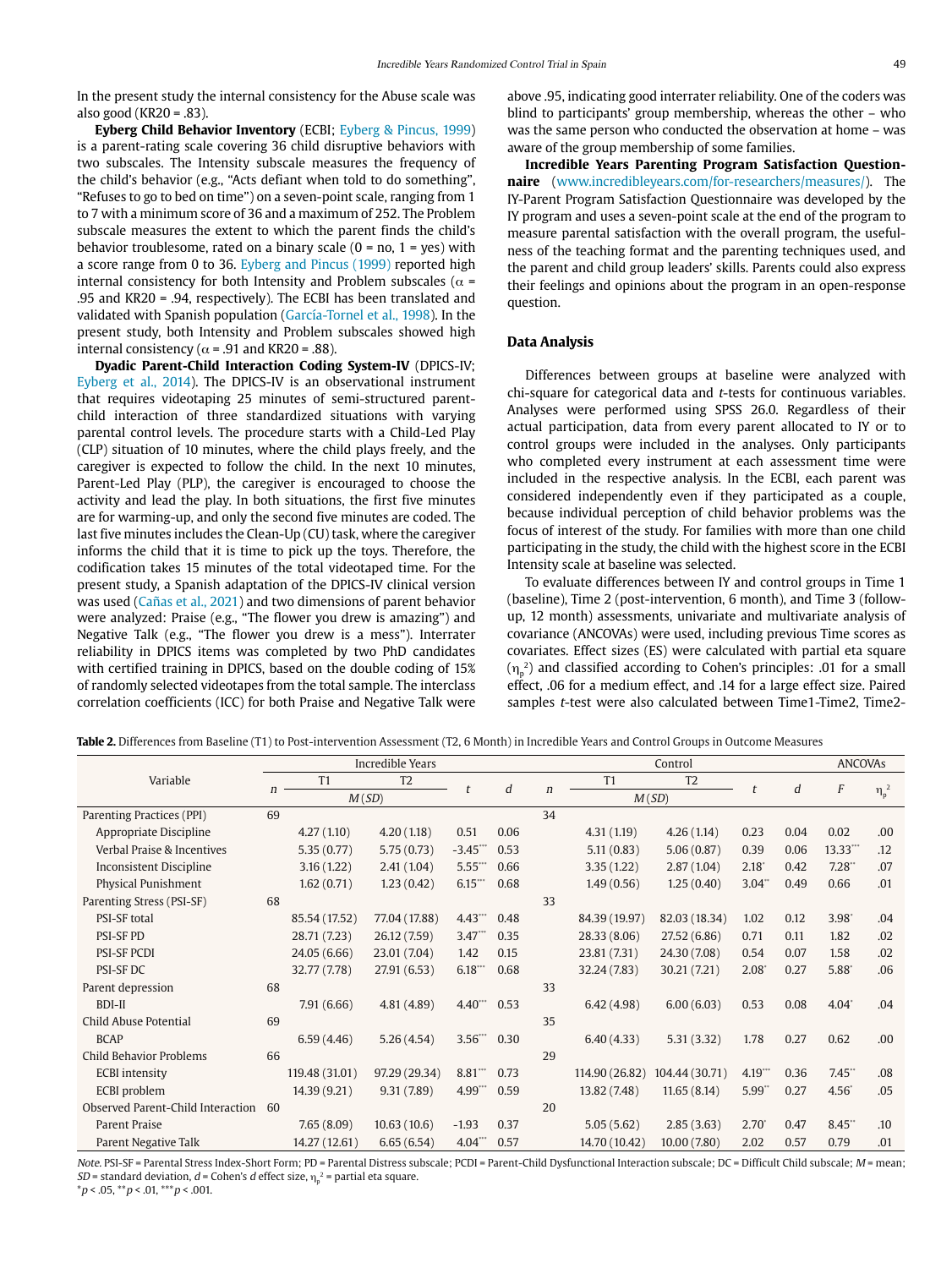In the present study the internal consistency for the Abuse scale was also good (KR20 = .83).

**Eyberg Child Behavior Inventory** (ECBI; Eyberg & Pincus, 1999) is a parent-rating scale covering 36 child disruptive behaviors with two subscales. The Intensity subscale measures the frequency of the child's behavior (e.g., "Acts defiant when told to do something", "Refuses to go to bed on time") on a seven-point scale, ranging from 1 to 7 with a minimum score of 36 and a maximum of 252. The Problem subscale measures the extent to which the parent finds the child's behavior troublesome, rated on a binary scale (0 = no, 1 = yes) with a score range from 0 to 36. Eyberg and Pincus (1999) reported high internal consistency for both Intensity and Problem subscales ($\alpha$ = .95 and KR20 = .94, respectively). The ECBI has been translated and validated with Spanish population (García-Tornel et al., 1998). In the present study, both Intensity and Problem subscales showed high internal consistency ($\alpha$ = .91 and KR20 = .88).

**Dyadic Parent-Child Interaction Coding System-IV** (DPICS-IV; Eyberg et al., 2014). The DPICS-IV is an observational instrument that requires videotaping 25 minutes of semi-structured parent-child interaction of three standardized situations with varying parental control levels. The procedure starts with a Child-Led Play (CLP) situation of 10 minutes, where the child plays freely, and the caregiver is expected to follow the child. In the next 10 minutes, Parent-Led Play (PLP), the caregiver is encouraged to choose the activity and lead the play. In both situations, the first five minutes are for warming-up, and only the second five minutes are coded. The last five minutes includes the Clean-Up (CU) task, where the caregiver informs the child that it is time to pick up the toys. Therefore, the codification takes 15 minutes of the total videotaped time. For the present study, a Spanish adaptation of the DPICS-IV clinical version was used (Cañas et al., 2021) and two dimensions of parent behavior were analyzed: Praise (e.g., "The flower you drew is amazing") and Negative Talk (e.g., "The flower you drew is a mess"). Interrater reliability in DPICS items was completed by two PhD candidates with certified training in DPICS, based on the double coding of 15% of randomly selected videotapes from the total sample. The interclass correlation coefficients (ICC) for both Praise and Negative Talk were above .95, indicating good interrater reliability. One of the coders was blind to participants' group membership, whereas the other – who was the same person who conducted the observation at home – was aware of the group membership of some families.

**Incredible Years Parenting Program Satisfaction Questionnaire** (www.incredibleyears.com/for-researchers/measures/). The IY-Parent Program Satisfaction Questionnaire was developed by the IY program and uses a seven-point scale at the end of the program to measure parental satisfaction with the overall program, the usefulness of the teaching format and the parenting techniques used, and the parent and child group leaders' skills. Parents could also express their feelings and opinions about the program in an open-response question.

## Data Analysis

Differences between groups at baseline were analyzed with chi-square for categorical data and *t*-tests for continuous variables. Analyses were performed using SPSS 26.0. Regardless of their actual participation, data from every parent allocated to IY or to control groups were included in the analyses. Only participants who completed every instrument at each assessment time were included in the respective analysis. In the ECBI, each parent was considered independently even if they participated as a couple, because individual perception of child behavior problems was the focus of interest of the study. For families with more than one child participating in the study, the child with the highest score in the ECBI Intensity scale at baseline was selected.

To evaluate differences between IY and control groups in Time 1 (baseline), Time 2 (post-intervention, 6 month), and Time 3 (follow-up, 12 month) assessments, univariate and multivariate analysis of covariance (ANCOVAs) were used, including previous Time scores as covariates. Effect sizes (ES) were calculated with partial eta square ($\eta_p^2$) and classified according to Cohen's principles: .01 for a small effect, .06 for a medium effect, and .14 for a large effect size. Paired samples *t*-test were also calculated between Time1-Time2, Time2-

**Table 2.** Differences from Baseline (T1) to Post-intervention Assessment (T2, 6 Month) in Incredible Years and Control Groups in Outcome Measures

| Variable | Incredible Years | | | | | Control | | | | | ANCOVAs | |
|---|---|---|---|---|---|---|---|---|---|---|---|---|
| | *n* | T1 *M* (*SD*) | T2 *M* (*SD*) | *t* | *d* | *n* | T1 *M* (*SD*) | T2 *M* (*SD*) | *t* | *d* | *F* | $\eta_p^2$ |
| Parenting Practices (PPI) | 69 | | | | | 34 | | | | | | |
| Appropriate Discipline | | 4.27 (1.10) | 4.20 (1.18) | 0.51 | 0.06 | | 4.31 (1.19) | 4.26 (1.14) | 0.23 | 0.04 | 0.02 | .00 |
| Verbal Praise & Incentives | | 5.35 (0.77) | 5.75 (0.73) | -3.45*** | 0.53 | | 5.11 (0.83) | 5.06 (0.87) | 0.39 | 0.06 | 13.33*** | .12 |
| Inconsistent Discipline | | 3.16 (1.22) | 2.41 (1.04) | 5.55*** | 0.66 | | 3.35 (1.22) | 2.87 (1.04) | 2.18* | 0.42 | 7.28** | .07 |
| Physical Punishment | | 1.62 (0.71) | 1.23 (0.42) | 6.15*** | 0.68 | | 1.49 (0.56) | 1.25 (0.40) | 3.04** | 0.49 | 0.66 | .01 |
| Parenting Stress (PSI-SF) | 68 | | | | | 33 | | | | | | |
| PSI-SF total | | 85.54 (17.52) | 77.04 (17.88) | 4.43*** | 0.48 | | 84.39 (19.97) | 82.03 (18.34) | 1.02 | 0.12 | 3.98* | .04 |
| PSI-SF PD | | 28.71 (7.23) | 26.12 (7.59) | 3.47*** | 0.35 | | 28.33 (8.06) | 27.52 (6.86) | 0.71 | 0.11 | 1.82 | .02 |
| PSI-SF PCDI | | 24.05 (6.66) | 23.01 (7.04) | 1.42 | 0.15 | | 23.81 (7.31) | 24.30 (7.08) | 0.54 | 0.07 | 1.58 | .02 |
| PSI-SF DC | | 32.77 (7.78) | 27.91 (6.53) | 6.18*** | 0.68 | | 32.24 (7.83) | 30.21 (7.21) | 2.08* | 0.27 | 5.88* | .06 |
| Parent depression | 68 | | | | | 33 | | | | | | |
| BDI-II | | 7.91 (6.66) | 4.81 (4.89) | 4.40*** | 0.53 | | 6.42 (4.98) | 6.00 (6.03) | 0.53 | 0.08 | 4.04* | .04 |
| Child Abuse Potential | 69 | | | | | 35 | | | | | | |
| BCAP | | 6.59 (4.46) | 5.26 (4.54) | 3.56*** | 0.30 | | 6.40 (4.33) | 5.31 (3.32) | 1.78 | 0.27 | 0.62 | .00 |
| Child Behavior Problems | 66 | | | | | 29 | | | | | | |
| ECBI intensity | | 119.48 (31.01) | 97.29 (29.34) | 8.81*** | 0.73 | | 114.90 (26.82) | 104.44 (30.71) | 4.19*** | 0.36 | 7.45** | .08 |
| ECBI problem | | 14.39 (9.21) | 9.31 (7.89) | 4.99*** | 0.59 | | 13.82 (7.48) | 11.65 (8.14) | 5.99** | 0.27 | 4.56* | .05 |
| Observed Parent-Child Interaction | 60 | | | | | 20 | | | | | | |
| Parent Praise | | 7.65 (8.09) | 10.63 (10.6) | -1.93 | 0.37 | | 5.05 (5.62) | 2.85 (3.63) | 2.70* | 0.47 | 8.45** | .10 |
| Parent Negative Talk | | 14.27 (12.61) | 6.65 (6.54) | 4.04*** | 0.57 | | 14.70 (10.42) | 10.00 (7.80) | 2.02 | 0.57 | 0.79 | .01 |

*Note*. PSI-SF = Parental Stress Index-Short Form; PD = Parental Distress subscale; PCDI = Parent-Child Dysfunctional Interaction subscale; DC = Difficult Child subscale; *M* = mean; *SD* = standard deviation, *d* = Cohen's *d* effect size, $\eta_p^2$ = partial eta square.
*$p < .05$, **$p < .01$, ***$p < .001$.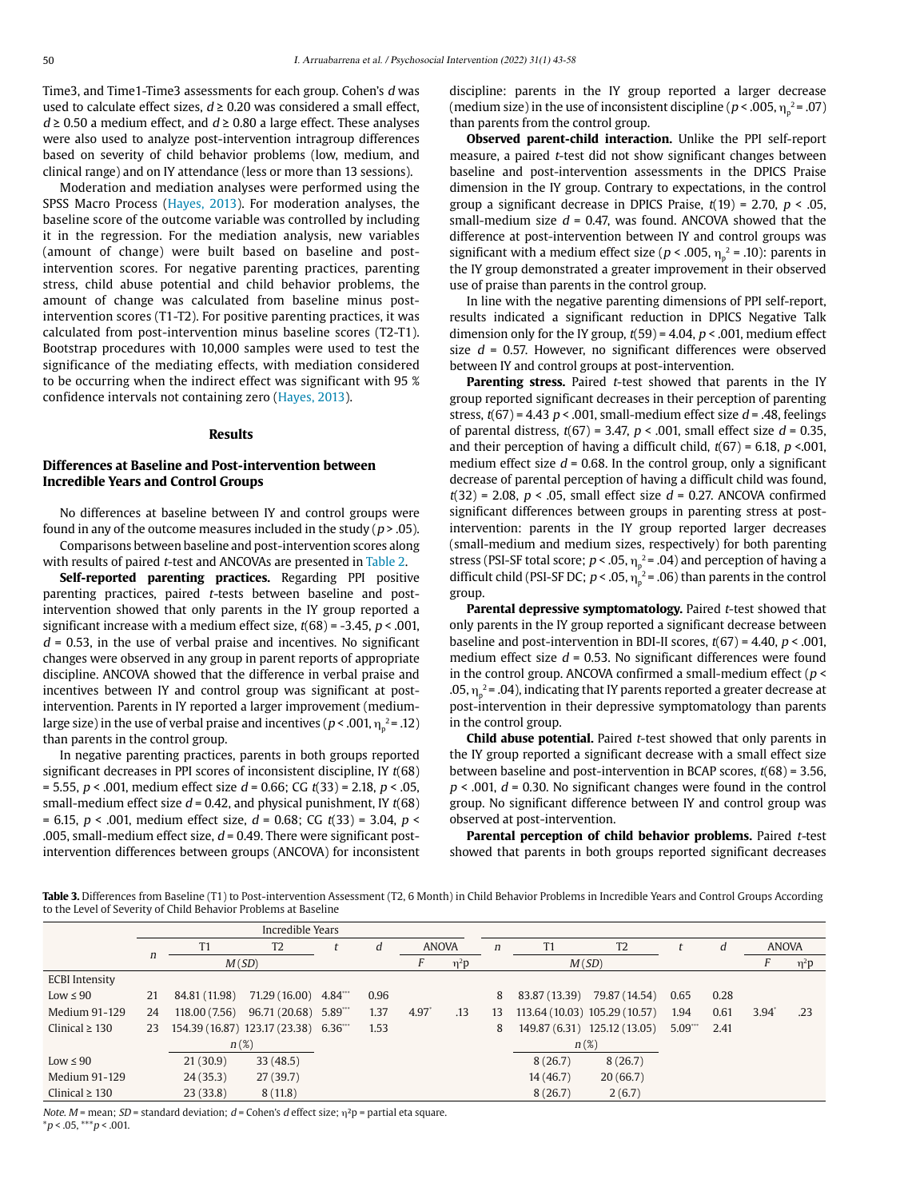Time3, and Time1-Time3 assessments for each group. Cohen's *d* was used to calculate effect sizes, $d \geq 0.20$ was considered a small effect, $d \geq 0.50$ a medium effect, and $d \geq 0.80$ a large effect. These analyses were also used to analyze post-intervention intragroup differences based on severity of child behavior problems (low, medium, and clinical range) and on IY attendance (less or more than 13 sessions).

Moderation and mediation analyses were performed using the SPSS Macro Process (Hayes, 2013). For moderation analyses, the baseline score of the outcome variable was controlled by including it in the regression. For the mediation analysis, new variables (amount of change) were built based on baseline and post-intervention scores. For negative parenting practices, parenting stress, child abuse potential and child behavior problems, the amount of change was calculated from baseline minus post-intervention scores (T1-T2). For positive parenting practices, it was calculated from post-intervention minus baseline scores (T2-T1). Bootstrap procedures with 10,000 samples were used to test the significance of the mediating effects, with mediation considered to be occurring when the indirect effect was significant with 95 % confidence intervals not containing zero (Hayes, 2013).

## Results

### Differences at Baseline and Post-intervention between Incredible Years and Control Groups

No differences at baseline between IY and control groups were found in any of the outcome measures included in the study ($p > .05$).

Comparisons between baseline and post-intervention scores along with results of paired *t*-test and ANCOVAs are presented in Table 2.

**Self-reported parenting practices.** Regarding PPI positive parenting practices, paired *t*-tests between baseline and post-intervention showed that only parents in the IY group reported a significant increase with a medium effect size, $t(68) = -3.45$, $p < .001$, $d = 0.53$, in the use of verbal praise and incentives. No significant changes were observed in any group in parent reports of appropriate discipline. ANCOVA showed that the difference in verbal praise and incentives between IY and control group was significant at post-intervention. Parents in IY reported a larger improvement (medium-large size) in the use of verbal praise and incentives ($p < .001$, $\eta_p^2 = .12$) than parents in the control group.

In negative parenting practices, parents in both groups reported significant decreases in PPI scores of inconsistent discipline, IY $t(68) = 5.55$, $p < .001$, medium effect size $d = 0.66$; CG $t(33) = 2.18$, $p < .05$, small-medium effect size $d = 0.42$, and physical punishment, IY $t(68) = 6.15$, $p < .001$, medium effect size, $d = 0.68$; CG $t(33) = 3.04$, $p < .005$, small-medium effect size, $d = 0.49$. There were significant post-intervention differences between groups (ANCOVA) for inconsistent discipline: parents in the IY group reported a larger decrease (medium size) in the use of inconsistent discipline ($p < .005$, $\eta_p^2 = .07$) than parents from the control group.

**Observed parent-child interaction.** Unlike the PPI self-report measure, a paired *t*-test did not show significant changes between baseline and post-intervention assessments in the DPICS Praise dimension in the IY group. Contrary to expectations, in the control group a significant decrease in DPICS Praise, $t(19) = 2.70$, $p < .05$, small-medium size $d = 0.47$, was found. ANCOVA showed that the difference at post-intervention between IY and control groups was significant with a medium effect size ($p < .005$, $\eta_p^2 = .10$): parents in the IY group demonstrated a greater improvement in their observed use of praise than parents in the control group.

In line with the negative parenting dimensions of PPI self-report, results indicated a significant reduction in DPICS Negative Talk dimension only for the IY group, $t(59) = 4.04$, $p < .001$, medium effect size $d = 0.57$. However, no significant differences were observed between IY and control groups at post-intervention.

**Parenting stress.** Paired *t*-test showed that parents in the IY group reported significant decreases in their perception of parenting stress, $t(67) = 4.43$ $p < .001$, small-medium effect size $d = .48$, feelings of parental distress, $t(67) = 3.47$, $p < .001$, small effect size $d = 0.35$, and their perception of having a difficult child, $t(67) = 6.18$, $p < .001$, medium effect size $d = 0.68$. In the control group, only a significant decrease of parental perception of having a difficult child was found, $t(32) = 2.08$, $p < .05$, small effect size $d = 0.27$. ANCOVA confirmed significant differences between groups in parenting stress at post-intervention: parents in the IY group reported larger decreases (small-medium and medium sizes, respectively) for both parenting stress (PSI-SF total score; $p < .05$, $\eta_p^2 = .04$) and perception of having a difficult child (PSI-SF DC; $p < .05$, $\eta_p^2 = .06$) than parents in the control group.

**Parental depressive symptomatology.** Paired *t*-test showed that only parents in the IY group reported a significant decrease between baseline and post-intervention in BDI-II scores, $t(67) = 4.40$, $p < .001$, medium effect size $d = 0.53$. No significant differences were found in the control group. ANCOVA confirmed a small-medium effect ($p < .05$, $\eta_p^2 = .04$), indicating that IY parents reported a greater decrease at post-intervention in their depressive symptomatology than parents in the control group.

**Child abuse potential.** Paired *t*-test showed that only parents in the IY group reported a significant decrease with a small effect size between baseline and post-intervention in BCAP scores, $t(68) = 3.56$, $p < .001$, $d = 0.30$. No significant changes were found in the control group. No significant difference between IY and control group was observed at post-intervention.

**Parental perception of child behavior problems.** Paired *t*-test showed that parents in both groups reported significant decreases

**Table 3.** Differences from Baseline (T1) to Post-intervention Assessment (T2, 6 Month) in Child Behavior Problems in Incredible Years and Control Groups According to the Level of Severity of Child Behavior Problems at Baseline

| | Incredible Years | | | | | | | Control | | | | | | |
|---|---|---|---|---|---|---|---|---|---|---|---|---|---|---|
| | *n* | T1 | T2 | *t* | *d* | ANOVA | | *n* | T1 | T2 | *t* | *d* | ANOVA | |
| | | *M* (*SD*) | | | | *F* | η²p | | *M* (*SD*) | | | | *F* | η²p |
| ECBI Intensity | | | | | | | | | | | | | | |
| Low ≤ 90 | 21 | 84.81 (11.98) | 71.29 (16.00) | 4.84*** | 0.96 | | | 8 | 83.87 (13.39) | 79.87 (14.54) | 0.65 | 0.28 | | |
| Medium 91-129 | 24 | 118.00 (7.56) | 96.71 (20.68) | 5.89*** | 1.37 | 4.97* | .13 | 13 | 113.64 (10.03) | 105.29 (10.57) | 1.94 | 0.61 | 3.94* | .23 |
| Clinical ≥ 130 | 23 | 154.39 (16.87) | 123.17 (23.38) | 6.36*** | 1.53 | | | 8 | 149.87 (6.31) | 125.12 (13.05) | 5.09*** | 2.41 | | |
| | | *n* (%) | | | | | | | *n* (%) | | | | | |
| Low ≤ 90 | | 21 (30.9) | 33 (48.5) | | | | | | 8 (26.7) | 8 (26.7) | | | | |
| Medium 91-129 | | 24 (35.3) | 27 (39.7) | | | | | | 14 (46.7) | 20 (66.7) | | | | |
| Clinical ≥ 130 | | 23 (33.8) | 8 (11.8) | | | | | | 8 (26.7) | 2 (6.7) | | | | |

*Note.* *M* = mean; *SD* = standard deviation; *d* = Cohen's *d* effect size; η²p = partial eta square.
*$p < .05$, ***$p < .001$.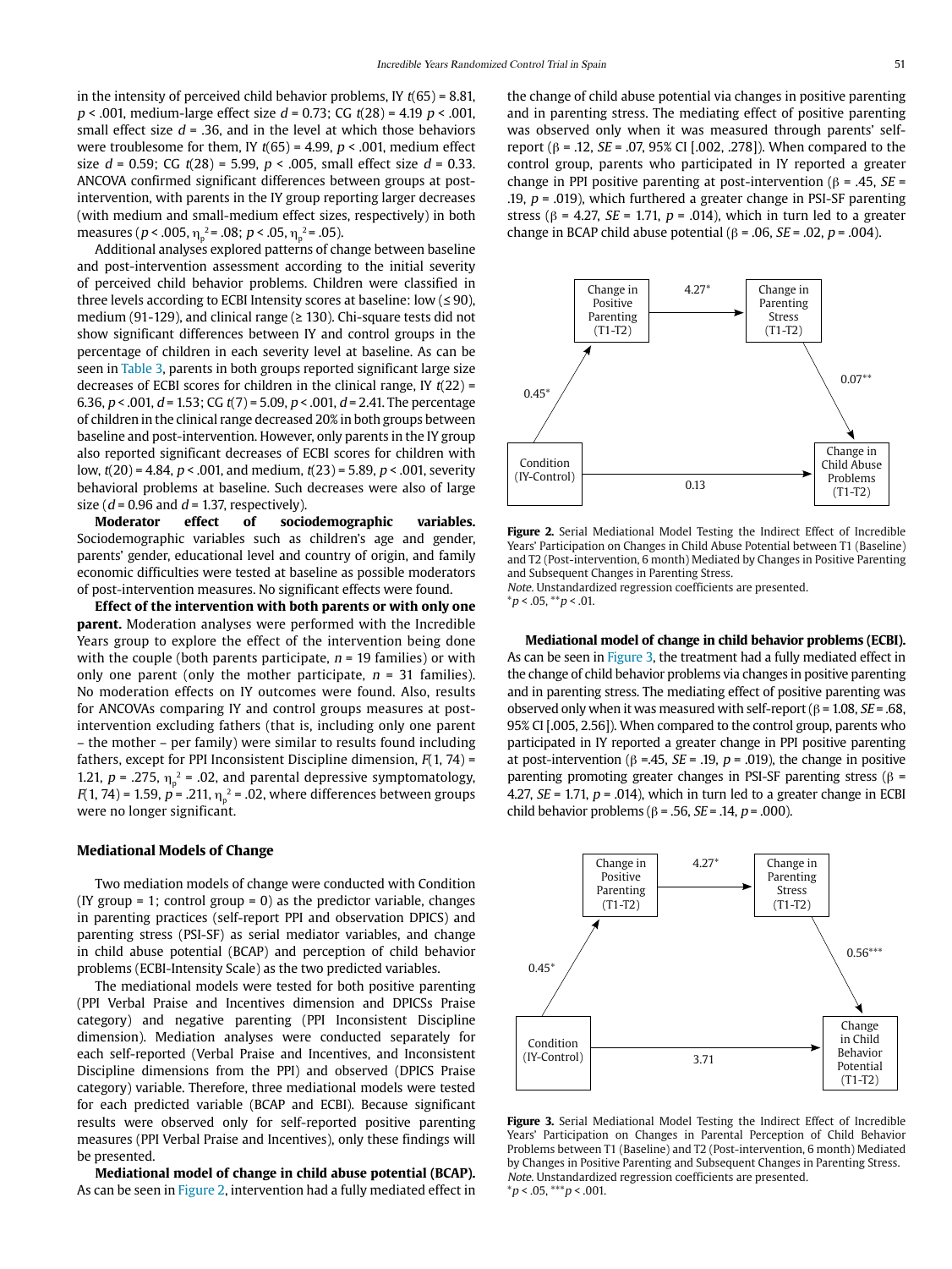in the intensity of perceived child behavior problems, IY $t(65) = 8.81$, $p < .001$, medium-large effect size $d = 0.73$; CG $t(28) = 4.19$ $p < .001$, small effect size $d = .36$, and in the level at which those behaviors were troublesome for them, IY $t(65) = 4.99$, $p < .001$, medium effect size $d = 0.59$; CG $t(28) = 5.99$, $p < .005$, small effect size $d = 0.33$. ANCOVA confirmed significant differences between groups at post-intervention, with parents in the IY group reporting larger decreases (with medium and small-medium effect sizes, respectively) in both measures ($p < .005$, $\eta_p^2 = .08$; $p < .05$, $\eta_p^2 = .05$).

Additional analyses explored patterns of change between baseline and post-intervention assessment according to the initial severity of perceived child behavior problems. Children were classified in three levels according to ECBI Intensity scores at baseline: low (≤ 90), medium (91-129), and clinical range (≥ 130). Chi-square tests did not show significant differences between IY and control groups in the percentage of children in each severity level at baseline. As can be seen in Table 3, parents in both groups reported significant large size decreases of ECBI scores for children in the clinical range, IY $t(22) = 6.36$, $p < .001$, $d = 1.53$; CG $t(7) = 5.09$, $p < .001$, $d = 2.41$. The percentage of children in the clinical range decreased 20% in both groups between baseline and post-intervention. However, only parents in the IY group also reported significant decreases of ECBI scores for children with low, $t(20) = 4.84$, $p < .001$, and medium, $t(23) = 5.89$, $p < .001$, severity behavioral problems at baseline. Such decreases were also of large size ($d = 0.96$ and $d = 1.37$, respectively).

**Moderator effect of sociodemographic variables.** Sociodemographic variables such as children's age and gender, parents' gender, educational level and country of origin, and family economic difficulties were tested at baseline as possible moderators of post-intervention measures. No significant effects were found.

**Effect of the intervention with both parents or with only one parent.** Moderation analyses were performed with the Incredible Years group to explore the effect of the intervention being done with the couple (both parents participate, $n = 19$ families) or with only one parent (only the mother participate, $n = 31$ families). No moderation effects on IY outcomes were found. Also, results for ANCOVAs comparing IY and control groups measures at post-intervention excluding fathers (that is, including only one parent – the mother – per family) were similar to results found including fathers, except for PPI Inconsistent Discipline dimension, $F(1, 74) = 1.21$, $p = .275$, $\eta_p^2 = .02$, and parental depressive symptomatology, $F(1, 74) = 1.59$, $p = .211$, $\eta_p^2 = .02$, where differences between groups were no longer significant.

## Mediational Models of Change

Two mediation models of change were conducted with Condition (IY group = 1; control group = 0) as the predictor variable, changes in parenting practices (self-report PPI and observation DPICS) and parenting stress (PSI-SF) as serial mediator variables, and change in child abuse potential (BCAP) and perception of child behavior problems (ECBI-Intensity Scale) as the two predicted variables.

The mediational models were tested for both positive parenting (PPI Verbal Praise and Incentives dimension and DPICSs Praise category) and negative parenting (PPI Inconsistent Discipline dimension). Mediation analyses were conducted separately for each self-reported (Verbal Praise and Incentives, and Inconsistent Discipline dimensions from the PPI) and observed (DPICS Praise category) variable. Therefore, three mediational models were tested for each predicted variable (BCAP and ECBI). Because significant results were observed only for self-reported positive parenting measures (PPI Verbal Praise and Incentives), only these findings will be presented.

**Mediational model of change in child abuse potential (BCAP).** As can be seen in Figure 2, intervention had a fully mediated effect in the change of child abuse potential via changes in positive parenting and in parenting stress. The mediating effect of positive parenting was observed only when it was measured through parents' self-report (β = .12, *SE* = .07, 95% CI [.002, .278]). When compared to the control group, parents who participated in IY reported a greater change in PPI positive parenting at post-intervention (β = .45, *SE* = .19, $p = .019$), which furthered a greater change in PSI-SF parenting stress (β = 4.27, *SE* = 1.71, $p = .014$), which in turn led to a greater change in BCAP child abuse potential (β = .06, *SE* = .02, $p = .004$).

**Figure 2.** Serial Mediational Model Testing the Indirect Effect of Incredible Years' Participation on Changes in Child Abuse Potential between T1 (Baseline) and T2 (Post-intervention, 6 month) Mediated by Changes in Positive Parenting and Subsequent Changes in Parenting Stress.
*Note.* Unstandardized regression coefficients are presented.
*$p < .05$, **$p < .01$.

**Mediational model of change in child behavior problems (ECBI).** As can be seen in Figure 3, the treatment had a fully mediated effect in the change of child behavior problems via changes in positive parenting and in parenting stress. The mediating effect of positive parenting was observed only when it was measured with self-report (β = 1.08, *SE* = .68, 95% CI [.005, 2.56]). When compared to the control group, parents who participated in IY reported a greater change in PPI positive parenting at post-intervention (β =.45, *SE* = .19, $p = .019$), the change in positive parenting promoting greater changes in PSI-SF parenting stress (β = 4.27, *SE* = 1.71, $p = .014$), which in turn led to a greater change in ECBI child behavior problems (β = .56, *SE* = .14, $p = .000$).

**Figure 3.** Serial Mediational Model Testing the Indirect Effect of Incredible Years' Participation on Changes in Parental Perception of Child Behavior Problems between T1 (Baseline) and T2 (Post-intervention, 6 month) Mediated by Changes in Positive Parenting and Subsequent Changes in Parenting Stress.
*Note.* Unstandardized regression coefficients are presented.
*$p < .05$, ***$p < .001$.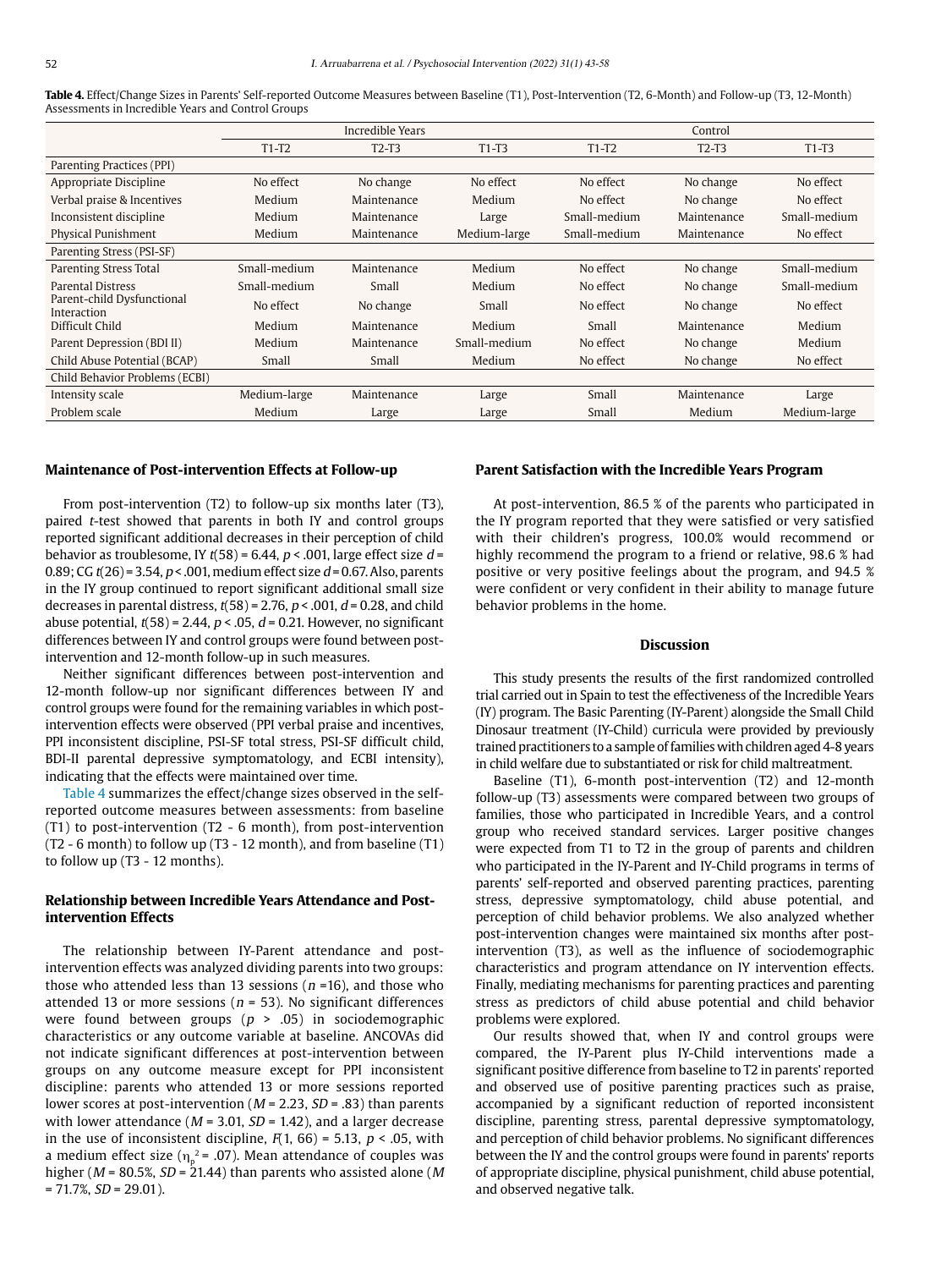**Table 4.** Effect/Change Sizes in Parents' Self-reported Outcome Measures between Baseline (T1), Post-Intervention (T2, 6-Month) and Follow-up (T3, 12-Month) Assessments in Incredible Years and Control Groups

| | Incredible Years | | | Control | | |
|---|---|---|---|---|---|---|
| | T1-T2 | T2-T3 | T1-T3 | T1-T2 | T2-T3 | T1-T3 |
| Parenting Practices (PPI) | | | | | | |
| Appropriate Discipline | No effect | No change | No effect | No effect | No change | No effect |
| Verbal praise & Incentives | Medium | Maintenance | Medium | No effect | No change | No effect |
| Inconsistent discipline | Medium | Maintenance | Large | Small-medium | Maintenance | Small-medium |
| Physical Punishment | Medium | Maintenance | Medium-large | Small-medium | Maintenance | No effect |
| Parenting Stress (PSI-SF) | | | | | | |
| Parenting Stress Total | Small-medium | Maintenance | Medium | No effect | No change | Small-medium |
| Parental Distress | Small-medium | Small | Medium | No effect | No change | Small-medium |
| Parent-child Dysfunctional Interaction | No effect | No change | Small | No effect | No change | No effect |
| Difficult Child | Medium | Maintenance | Medium | Small | Maintenance | Medium |
| Parent Depression (BDI II) | Medium | Maintenance | Small-medium | No effect | No change | Medium |
| Child Abuse Potential (BCAP) | Small | Small | Medium | No effect | No change | No effect |
| Child Behavior Problems (ECBI) | | | | | | |
| Intensity scale | Medium-large | Maintenance | Large | Small | Maintenance | Large |
| Problem scale | Medium | Large | Large | Small | Medium | Medium-large |

### Maintenance of Post-intervention Effects at Follow-up

From post-intervention (T2) to follow-up six months later (T3), paired *t*-test showed that parents in both IY and control groups reported significant additional decreases in their perception of child behavior as troublesome, IY $t(58) = 6.44$, $p < .001$, large effect size $d = 0.89$; CG $t(26) = 3.54$, $p < .001$, medium effect size $d = 0.67$. Also, parents in the IY group continued to report significant additional small size decreases in parental distress, $t(58) = 2.76$, $p < .001$, $d = 0.28$, and child abuse potential, $t(58) = 2.44$, $p < .05$, $d = 0.21$. However, no significant differences between IY and control groups were found between post-intervention and 12-month follow-up in such measures.

Neither significant differences between post-intervention and 12-month follow-up nor significant differences between IY and control groups were found for the remaining variables in which post-intervention effects were observed (PPI verbal praise and incentives, PPI inconsistent discipline, PSI-SF total stress, PSI-SF difficult child, BDI-II parental depressive symptomatology, and ECBI intensity), indicating that the effects were maintained over time.

Table 4 summarizes the effect/change sizes observed in the self-reported outcome measures between assessments: from baseline (T1) to post-intervention (T2 - 6 month), from post-intervention (T2 - 6 month) to follow up (T3 - 12 month), and from baseline (T1) to follow up (T3 - 12 months).

### Relationship between Incredible Years Attendance and Post-intervention Effects

The relationship between IY-Parent attendance and post-intervention effects was analyzed dividing parents into two groups: those who attended less than 13 sessions ($n$ =16), and those who attended 13 or more sessions ($n$ = 53). No significant differences were found between groups ($p > .05$) in sociodemographic characteristics or any outcome variable at baseline. ANCOVAs did not indicate significant differences at post-intervention between groups on any outcome measure except for PPI inconsistent discipline: parents who attended 13 or more sessions reported lower scores at post-intervention ($M$ = 2.23, $SD$ = .83) than parents with lower attendance ($M$ = 3.01, $SD$ = 1.42), and a larger decrease in the use of inconsistent discipline, $F(1, 66) = 5.13$, $p < .05$, with a medium effect size ($\eta_p^2 = .07$). Mean attendance of couples was higher ($M$ = 80.5%, $SD$ = 21.44) than parents who assisted alone ($M$ = 71.7%, $SD$ = 29.01).

### Parent Satisfaction with the Incredible Years Program

At post-intervention, 86.5 % of the parents who participated in the IY program reported that they were satisfied or very satisfied with their children's progress, 100.0% would recommend or highly recommend the program to a friend or relative, 98.6 % had positive or very positive feelings about the program, and 94.5 % were confident or very confident in their ability to manage future behavior problems in the home.

## Discussion

This study presents the results of the first randomized controlled trial carried out in Spain to test the effectiveness of the Incredible Years (IY) program. The Basic Parenting (IY-Parent) alongside the Small Child Dinosaur treatment (IY-Child) curricula were provided by previously trained practitioners to a sample of families with children aged 4-8 years in child welfare due to substantiated or risk for child maltreatment.

Baseline (T1), 6-month post-intervention (T2) and 12-month follow-up (T3) assessments were compared between two groups of families, those who participated in Incredible Years, and a control group who received standard services. Larger positive changes were expected from T1 to T2 in the group of parents and children who participated in the IY-Parent and IY-Child programs in terms of parents' self-reported and observed parenting practices, parenting stress, depressive symptomatology, child abuse potential, and perception of child behavior problems. We also analyzed whether post-intervention changes were maintained six months after post-intervention (T3), as well as the influence of sociodemographic characteristics and program attendance on IY intervention effects. Finally, mediating mechanisms for parenting practices and parenting stress as predictors of child abuse potential and child behavior problems were explored.

Our results showed that, when IY and control groups were compared, the IY-Parent plus IY-Child interventions made a significant positive difference from baseline to T2 in parents' reported and observed use of positive parenting practices such as praise, accompanied by a significant reduction of reported inconsistent discipline, parenting stress, parental depressive symptomatology, and perception of child behavior problems. No significant differences between the IY and the control groups were found in parents' reports of appropriate discipline, physical punishment, child abuse potential, and observed negative talk.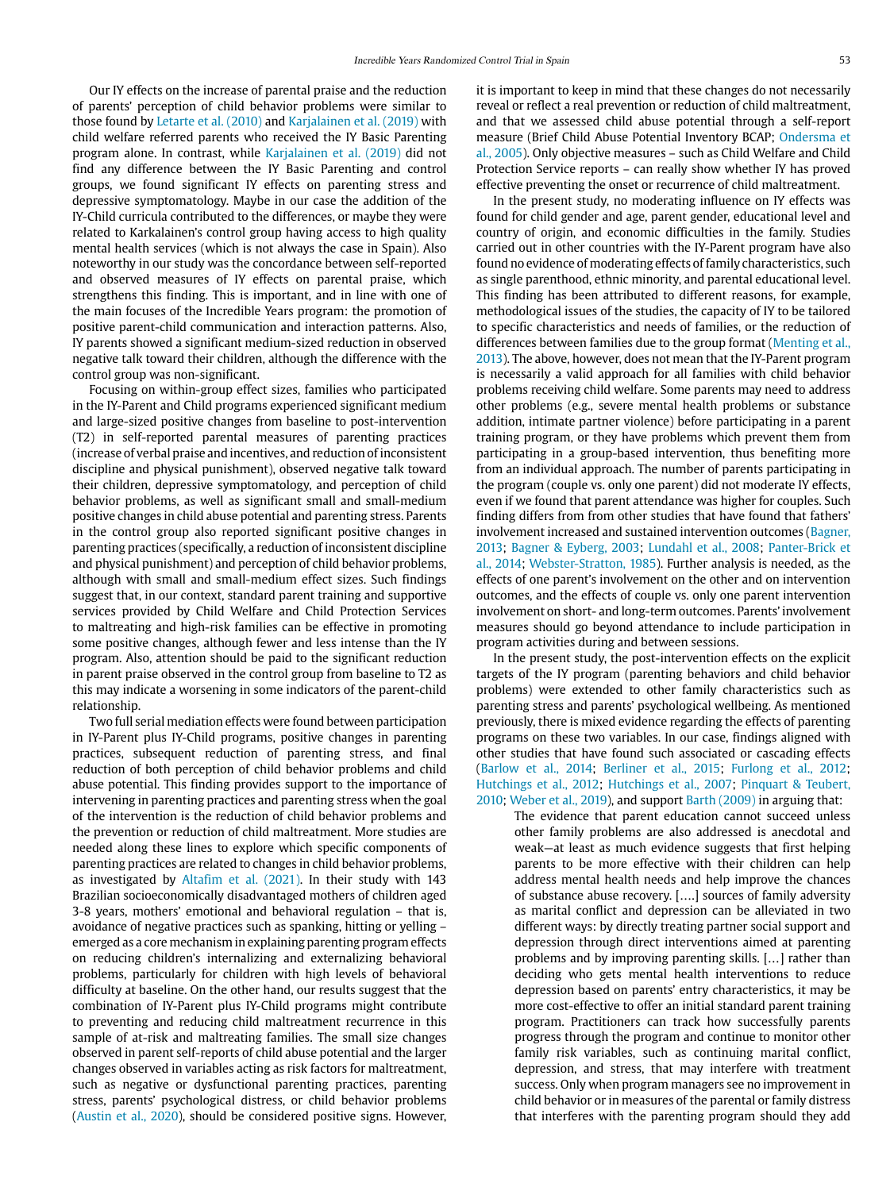Our IY effects on the increase of parental praise and the reduction of parents' perception of child behavior problems were similar to those found by Letarte et al. (2010) and Karjalainen et al. (2019) with child welfare referred parents who received the IY Basic Parenting program alone. In contrast, while Karjalainen et al. (2019) did not find any difference between the IY Basic Parenting and control groups, we found significant IY effects on parenting stress and depressive symptomatology. Maybe in our case the addition of the IY-Child curricula contributed to the differences, or maybe they were related to Karkalainen's control group having access to high quality mental health services (which is not always the case in Spain). Also noteworthy in our study was the concordance between self-reported and observed measures of IY effects on parental praise, which strengthens this finding. This is important, and in line with one of the main focuses of the Incredible Years program: the promotion of positive parent-child communication and interaction patterns. Also, IY parents showed a significant medium-sized reduction in observed negative talk toward their children, although the difference with the control group was non-significant.

Focusing on within-group effect sizes, families who participated in the IY-Parent and Child programs experienced significant medium and large-sized positive changes from baseline to post-intervention (T2) in self-reported parental measures of parenting practices (increase of verbal praise and incentives, and reduction of inconsistent discipline and physical punishment), observed negative talk toward their children, depressive symptomatology, and perception of child behavior problems, as well as significant small and small-medium positive changes in child abuse potential and parenting stress. Parents in the control group also reported significant positive changes in parenting practices (specifically, a reduction of inconsistent discipline and physical punishment) and perception of child behavior problems, although with small and small-medium effect sizes. Such findings suggest that, in our context, standard parent training and supportive services provided by Child Welfare and Child Protection Services to maltreating and high-risk families can be effective in promoting some positive changes, although fewer and less intense than the IY program. Also, attention should be paid to the significant reduction in parent praise observed in the control group from baseline to T2 as this may indicate a worsening in some indicators of the parent-child relationship.

Two full serial mediation effects were found between participation in IY-Parent plus IY-Child programs, positive changes in parenting practices, subsequent reduction of parenting stress, and final reduction of both perception of child behavior problems and child abuse potential. This finding provides support to the importance of intervening in parenting practices and parenting stress when the goal of the intervention is the reduction of child behavior problems and the prevention or reduction of child maltreatment. More studies are needed along these lines to explore which specific components of parenting practices are related to changes in child behavior problems, as investigated by Altafim et al. (2021). In their study with 143 Brazilian socioeconomically disadvantaged mothers of children aged 3-8 years, mothers' emotional and behavioral regulation – that is, avoidance of negative practices such as spanking, hitting or yelling – emerged as a core mechanism in explaining parenting program effects on reducing children's internalizing and externalizing behavioral problems, particularly for children with high levels of behavioral difficulty at baseline. On the other hand, our results suggest that the combination of IY-Parent plus IY-Child programs might contribute to preventing and reducing child maltreatment recurrence in this sample of at-risk and maltreating families. The small size changes observed in parent self-reports of child abuse potential and the larger changes observed in variables acting as risk factors for maltreatment, such as negative or dysfunctional parenting practices, parenting stress, parents' psychological distress, or child behavior problems (Austin et al., 2020), should be considered positive signs. However, it is important to keep in mind that these changes do not necessarily reveal or reflect a real prevention or reduction of child maltreatment, and that we assessed child abuse potential through a self-report measure (Brief Child Abuse Potential Inventory BCAP; Ondersma et al., 2005). Only objective measures – such as Child Welfare and Child Protection Service reports – can really show whether IY has proved effective preventing the onset or recurrence of child maltreatment.

In the present study, no moderating influence on IY effects was found for child gender and age, parent gender, educational level and country of origin, and economic difficulties in the family. Studies carried out in other countries with the IY-Parent program have also found no evidence of moderating effects of family characteristics, such as single parenthood, ethnic minority, and parental educational level. This finding has been attributed to different reasons, for example, methodological issues of the studies, the capacity of IY to be tailored to specific characteristics and needs of families, or the reduction of differences between families due to the group format (Menting et al., 2013). The above, however, does not mean that the IY-Parent program is necessarily a valid approach for all families with child behavior problems receiving child welfare. Some parents may need to address other problems (e.g., severe mental health problems or substance addition, intimate partner violence) before participating in a parent training program, or they have problems which prevent them from participating in a group-based intervention, thus benefiting more from an individual approach. The number of parents participating in the program (couple vs. only one parent) did not moderate IY effects, even if we found that parent attendance was higher for couples. Such finding differs from from other studies that have found that fathers' involvement increased and sustained intervention outcomes (Bagner, 2013; Bagner & Eyberg, 2003; Lundahl et al., 2008; Panter-Brick et al., 2014; Webster-Stratton, 1985). Further analysis is needed, as the effects of one parent's involvement on the other and on intervention outcomes, and the effects of couple vs. only one parent intervention involvement on short- and long-term outcomes. Parents' involvement measures should go beyond attendance to include participation in program activities during and between sessions.

In the present study, the post-intervention effects on the explicit targets of the IY program (parenting behaviors and child behavior problems) were extended to other family characteristics such as parenting stress and parents' psychological wellbeing. As mentioned previously, there is mixed evidence regarding the effects of parenting programs on these two variables. In our case, findings aligned with other studies that have found such associated or cascading effects (Barlow et al., 2014; Berliner et al., 2015; Furlong et al., 2012; Hutchings et al., 2012; Hutchings et al., 2007; Pinquart & Teubert, 2010; Weber et al., 2019), and support Barth (2009) in arguing that:

> The evidence that parent education cannot succeed unless other family problems are also addressed is anecdotal and weak—at least as much evidence suggests that first helping parents to be more effective with their children can help address mental health needs and help improve the chances of substance abuse recovery. [....] sources of family adversity as marital conflict and depression can be alleviated in two different ways: by directly treating partner social support and depression through direct interventions aimed at parenting problems and by improving parenting skills. [...] rather than deciding who gets mental health interventions to reduce depression based on parents' entry characteristics, it may be more cost-effective to offer an initial standard parent training program. Practitioners can track how successfully parents progress through the program and continue to monitor other family risk variables, such as continuing marital conflict, depression, and stress, that may interfere with treatment success. Only when program managers see no improvement in child behavior or in measures of the parental or family distress that interferes with the parenting program should they add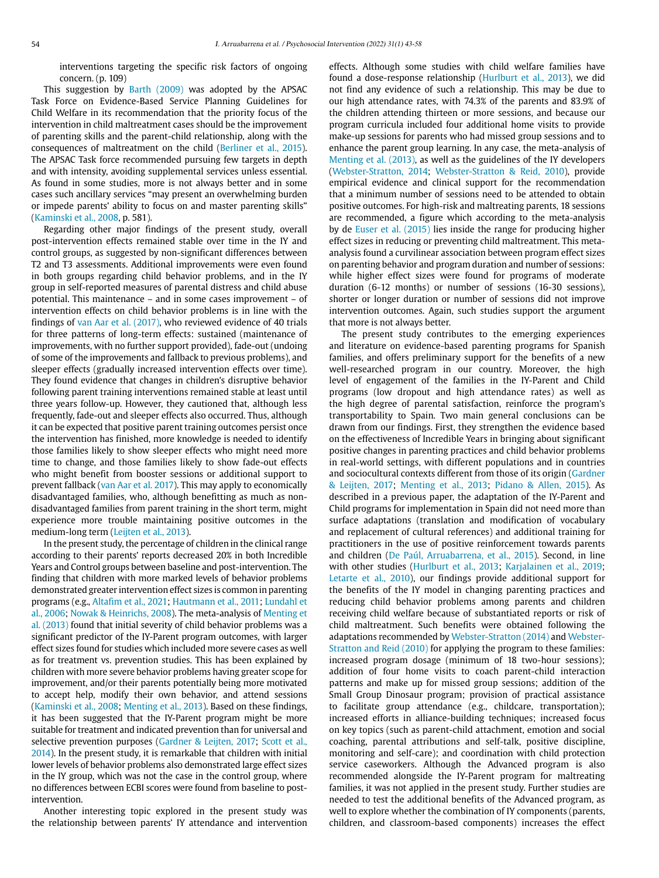interventions targeting the specific risk factors of ongoing concern. (p. 109)

This suggestion by Barth (2009) was adopted by the APSAC Task Force on Evidence-Based Service Planning Guidelines for Child Welfare in its recommendation that the priority focus of the intervention in child maltreatment cases should be the improvement of parenting skills and the parent-child relationship, along with the consequences of maltreatment on the child (Berliner et al., 2015). The APSAC Task force recommended pursuing few targets in depth and with intensity, avoiding supplemental services unless essential. As found in some studies, more is not always better and in some cases such ancillary services "may present an overwhelming burden or impede parents' ability to focus on and master parenting skills" (Kaminski et al., 2008, p. 581).

Regarding other major findings of the present study, overall post-intervention effects remained stable over time in the IY and control groups, as suggested by non-significant differences between T2 and T3 assessments. Additional improvements were even found in both groups regarding child behavior problems, and in the IY group in self-reported measures of parental distress and child abuse potential. This maintenance – and in some cases improvement – of intervention effects on child behavior problems is in line with the findings of van Aar et al. (2017), who reviewed evidence of 40 trials for three patterns of long-term effects: sustained (maintenance of improvements, with no further support provided), fade-out (undoing of some of the improvements and fallback to previous problems), and sleeper effects (gradually increased intervention effects over time). They found evidence that changes in children's disruptive behavior following parent training interventions remained stable at least until three years follow-up. However, they cautioned that, although less frequently, fade-out and sleeper effects also occurred. Thus, although it can be expected that positive parent training outcomes persist once the intervention has finished, more knowledge is needed to identify those families likely to show sleeper effects who might need more time to change, and those families likely to show fade-out effects who might benefit from booster sessions or additional support to prevent fallback (van Aar et al. 2017). This may apply to economically disadvantaged families, who, although benefitting as much as non-disadvantaged families from parent training in the short term, might experience more trouble maintaining positive outcomes in the medium-long term (Leijten et al., 2013).

In the present study, the percentage of children in the clinical range according to their parents' reports decreased 20% in both Incredible Years and Control groups between baseline and post-intervention. The finding that children with more marked levels of behavior problems demonstrated greater intervention effect sizes is common in parenting programs (e.g., Altafim et al., 2021; Hautmann et al., 2011; Lundahl et al., 2006; Nowak & Heinrichs, 2008). The meta-analysis of Menting et al. (2013) found that initial severity of child behavior problems was a significant predictor of the IY-Parent program outcomes, with larger effect sizes found for studies which included more severe cases as well as for treatment vs. prevention studies. This has been explained by children with more severe behavior problems having greater scope for improvement, and/or their parents potentially being more motivated to accept help, modify their own behavior, and attend sessions (Kaminski et al., 2008; Menting et al., 2013). Based on these findings, it has been suggested that the IY-Parent program might be more suitable for treatment and indicated prevention than for universal and selective prevention purposes (Gardner & Leijten, 2017; Scott et al., 2014). In the present study, it is remarkable that children with initial lower levels of behavior problems also demonstrated large effect sizes in the IY group, which was not the case in the control group, where no differences between ECBI scores were found from baseline to post-intervention.

Another interesting topic explored in the present study was the relationship between parents' IY attendance and intervention effects. Although some studies with child welfare families have found a dose-response relationship (Hurlburt et al., 2013), we did not find any evidence of such a relationship. This may be due to our high attendance rates, with 74.3% of the parents and 83.9% of the children attending thirteen or more sessions, and because our program curricula included four additional home visits to provide make-up sessions for parents who had missed group sessions and to enhance the parent group learning. In any case, the meta-analysis of Menting et al. (2013), as well as the guidelines of the IY developers (Webster-Stratton, 2014; Webster-Stratton & Reid, 2010), provide empirical evidence and clinical support for the recommendation that a minimum number of sessions need to be attended to obtain positive outcomes. For high-risk and maltreating parents, 18 sessions are recommended, a figure which according to the meta-analysis by de Euser et al. (2015) lies inside the range for producing higher effect sizes in reducing or preventing child maltreatment. This meta-analysis found a curvilinear association between program effect sizes on parenting behavior and program duration and number of sessions: while higher effect sizes were found for programs of moderate duration (6-12 months) or number of sessions (16-30 sessions), shorter or longer duration or number of sessions did not improve intervention outcomes. Again, such studies support the argument that more is not always better.

The present study contributes to the emerging experiences and literature on evidence-based parenting programs for Spanish families, and offers preliminary support for the benefits of a new well-researched program in our country. Moreover, the high level of engagement of the families in the IY-Parent and Child programs (low dropout and high attendance rates) as well as the high degree of parental satisfaction, reinforce the program's transportability to Spain. Two main general conclusions can be drawn from our findings. First, they strengthen the evidence based on the effectiveness of Incredible Years in bringing about significant positive changes in parenting practices and child behavior problems in real-world settings, with different populations and in countries and sociocultural contexts different from those of its origin (Gardner & Leijten, 2017; Menting et al., 2013; Pidano & Allen, 2015). As described in a previous paper, the adaptation of the IY-Parent and Child programs for implementation in Spain did not need more than surface adaptations (translation and modification of vocabulary and replacement of cultural references) and additional training for practitioners in the use of positive reinforcement towards parents and children (De Paúl, Arruabarrena, et al., 2015). Second, in line with other studies (Hurlburt et al., 2013; Karjalainen et al., 2019; Letarte et al., 2010), our findings provide additional support for the benefits of the IY model in changing parenting practices and reducing child behavior problems among parents and children receiving child welfare because of substantiated reports or risk of child maltreatment. Such benefits were obtained following the adaptations recommended by Webster-Stratton (2014) and Webster-Stratton and Reid (2010) for applying the program to these families: increased program dosage (minimum of 18 two-hour sessions); addition of four home visits to coach parent-child interaction patterns and make up for missed group sessions; addition of the Small Group Dinosaur program; provision of practical assistance to facilitate group attendance (e.g., childcare, transportation); increased efforts in alliance-building techniques; increased focus on key topics (such as parent-child attachment, emotion and social coaching, parental attributions and self-talk, positive discipline, monitoring and self-care); and coordination with child protection service caseworkers. Although the Advanced program is also recommended alongside the IY-Parent program for maltreating families, it was not applied in the present study. Further studies are needed to test the additional benefits of the Advanced program, as well to explore whether the combination of IY components (parents, children, and classroom-based components) increases the effect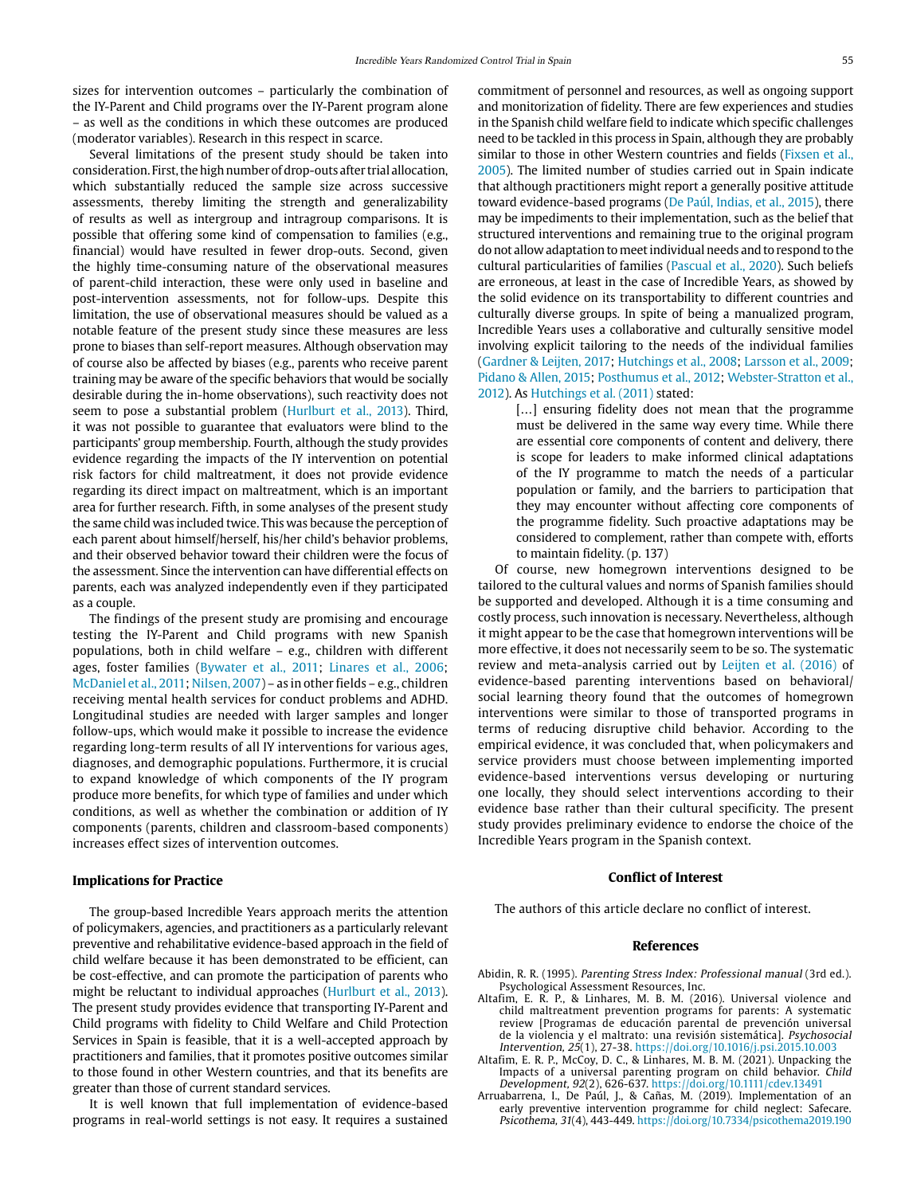sizes for intervention outcomes – particularly the combination of the IY-Parent and Child programs over the IY-Parent program alone – as well as the conditions in which these outcomes are produced (moderator variables). Research in this respect in scarce.

Several limitations of the present study should be taken into consideration. First, the high number of drop-outs after trial allocation, which substantially reduced the sample size across successive assessments, thereby limiting the strength and generalizability of results as well as intergroup and intragroup comparisons. It is possible that offering some kind of compensation to families (e.g., financial) would have resulted in fewer drop-outs. Second, given the highly time-consuming nature of the observational measures of parent-child interaction, these were only used in baseline and post-intervention assessments, not for follow-ups. Despite this limitation, the use of observational measures should be valued as a notable feature of the present study since these measures are less prone to biases than self-report measures. Although observation may of course also be affected by biases (e.g., parents who receive parent training may be aware of the specific behaviors that would be socially desirable during the in-home observations), such reactivity does not seem to pose a substantial problem (Hurlburt et al., 2013). Third, it was not possible to guarantee that evaluators were blind to the participants' group membership. Fourth, although the study provides evidence regarding the impacts of the IY intervention on potential risk factors for child maltreatment, it does not provide evidence regarding its direct impact on maltreatment, which is an important area for further research. Fifth, in some analyses of the present study the same child was included twice. This was because the perception of each parent about himself/herself, his/her child's behavior problems, and their observed behavior toward their children were the focus of the assessment. Since the intervention can have differential effects on parents, each was analyzed independently even if they participated as a couple.

The findings of the present study are promising and encourage testing the IY-Parent and Child programs with new Spanish populations, both in child welfare – e.g., children with different ages, foster families (Bywater et al., 2011; Linares et al., 2006; McDaniel et al., 2011; Nilsen, 2007) – as in other fields – e.g., children receiving mental health services for conduct problems and ADHD. Longitudinal studies are needed with larger samples and longer follow-ups, which would make it possible to increase the evidence regarding long-term results of all IY interventions for various ages, diagnoses, and demographic populations. Furthermore, it is crucial to expand knowledge of which components of the IY program produce more benefits, for which type of families and under which conditions, as well as whether the combination or addition of IY components (parents, children and classroom-based components) increases effect sizes of intervention outcomes.

## Implications for Practice

The group-based Incredible Years approach merits the attention of policymakers, agencies, and practitioners as a particularly relevant preventive and rehabilitative evidence-based approach in the field of child welfare because it has been demonstrated to be efficient, can be cost-effective, and can promote the participation of parents who might be reluctant to individual approaches (Hurlburt et al., 2013). The present study provides evidence that transporting IY-Parent and Child programs with fidelity to Child Welfare and Child Protection Services in Spain is feasible, that it is a well-accepted approach by practitioners and families, that it promotes positive outcomes similar to those found in other Western countries, and that its benefits are greater than those of current standard services.

It is well known that full implementation of evidence-based programs in real-world settings is not easy. It requires a sustained commitment of personnel and resources, as well as ongoing support and monitorization of fidelity. There are few experiences and studies in the Spanish child welfare field to indicate which specific challenges need to be tackled in this process in Spain, although they are probably similar to those in other Western countries and fields (Fixsen et al., 2005). The limited number of studies carried out in Spain indicate that although practitioners might report a generally positive attitude toward evidence-based programs (De Paúl, Indias, et al., 2015), there may be impediments to their implementation, such as the belief that structured interventions and remaining true to the original program do not allow adaptation to meet individual needs and to respond to the cultural particularities of families (Pascual et al., 2020). Such beliefs are erroneous, at least in the case of Incredible Years, as showed by the solid evidence on its transportability to different countries and culturally diverse groups. In spite of being a manualized program, Incredible Years uses a collaborative and culturally sensitive model involving explicit tailoring to the needs of the individual families (Gardner & Leijten, 2017; Hutchings et al., 2008; Larsson et al., 2009; Pidano & Allen, 2015; Posthumus et al., 2012; Webster-Stratton et al., 2012). As Hutchings et al. (2011) stated:

> [...] ensuring fidelity does not mean that the programme must be delivered in the same way every time. While there are essential core components of content and delivery, there is scope for leaders to make informed clinical adaptations of the IY programme to match the needs of a particular population or family, and the barriers to participation that they may encounter without affecting core components of the programme fidelity. Such proactive adaptations may be considered to complement, rather than compete with, efforts to maintain fidelity. (p. 137)

Of course, new homegrown interventions designed to be tailored to the cultural values and norms of Spanish families should be supported and developed. Although it is a time consuming and costly process, such innovation is necessary. Nevertheless, although it might appear to be the case that homegrown interventions will be more effective, it does not necessarily seem to be so. The systematic review and meta-analysis carried out by Leijten et al. (2016) of evidence-based parenting interventions based on behavioral/social learning theory found that the outcomes of homegrown interventions were similar to those of transported programs in terms of reducing disruptive child behavior. According to the empirical evidence, it was concluded that, when policymakers and service providers must choose between implementing imported evidence-based interventions versus developing or nurturing one locally, they should select interventions according to their evidence base rather than their cultural specificity. The present study provides preliminary evidence to endorse the choice of the Incredible Years program in the Spanish context.

## Conflict of Interest

The authors of this article declare no conflict of interest.

## References

Abidin, R. R. (1995). *Parenting Stress Index: Professional manual* (3rd ed.). Psychological Assessment Resources, Inc.

Altafim, E. R. P., & Linhares, M. B. M. (2016). Universal violence and child maltreatment prevention programs for parents: A systematic review [Programas de educación parental de prevención universal de la violencia y el maltrato: una revisión sistemática]. *Psychosocial Intervention, 25*(1), 27-38. https://doi.org/10.1016/j.psi.2015.10.003

Altafim, E. R. P., McCoy, D. C., & Linhares, M. B. M. (2021). Unpacking the impacts of a universal parenting program on child behavior. *Child Development, 92*(2), 626-637. https://doi.org/10.1111/cdev.13491

Arruabarrena, I., De Paúl, J., & Cañas, M. (2019). Implementation of an early preventive intervention programme for child neglect: Safecare. *Psicothema, 31*(4), 443-449. https://doi.org/10.7334/psicothema2019.190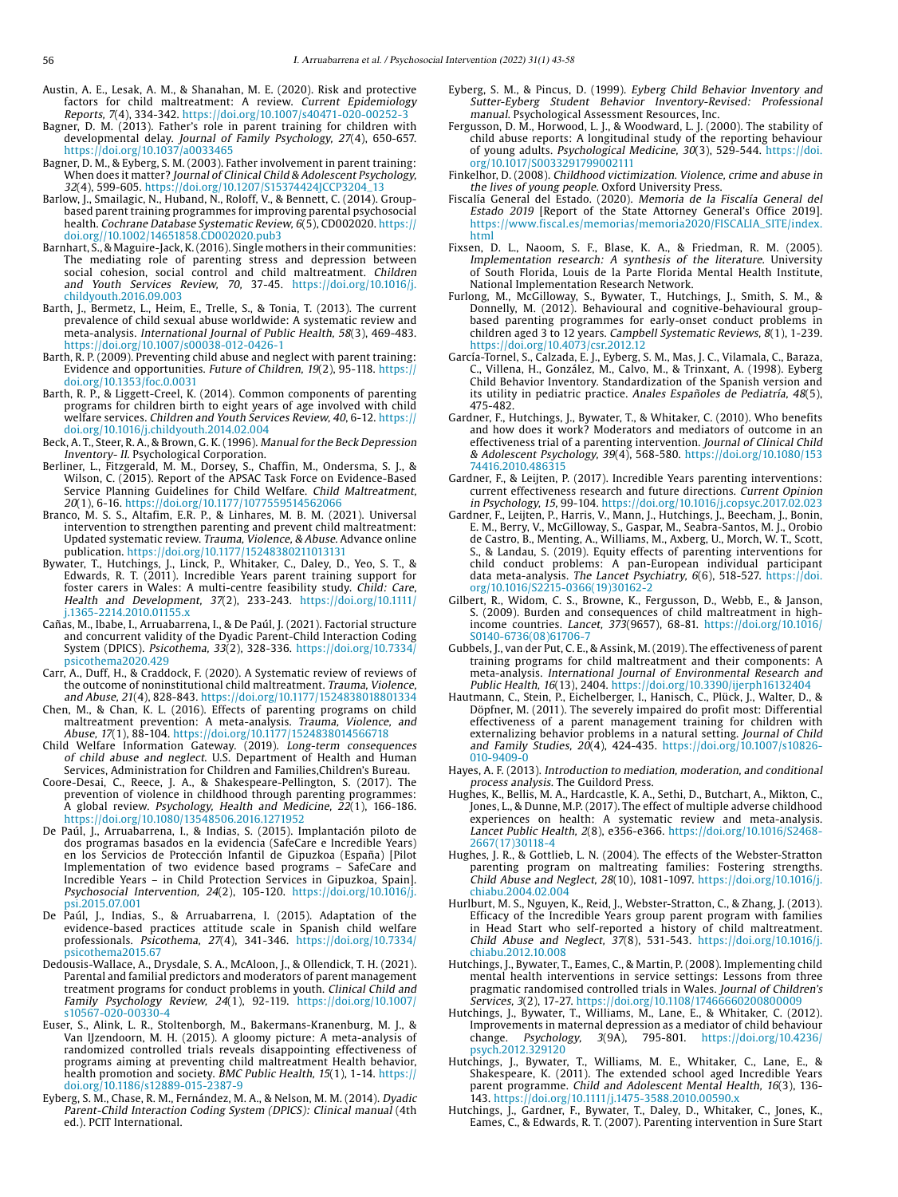Austin, A. E., Lesak, A. M., & Shanahan, M. E. (2020). Risk and protective factors for child maltreatment: A review. *Current Epidemiology Reports, 7*(4), 334-342. https://doi.org/10.1007/s40471-020-00252-3

Bagner, D. M. (2013). Father's role in parent training for children with developmental delay. *Journal of Family Psychology, 27*(4), 650-657. https://doi.org/10.1037/a0033465

Bagner, D. M., & Eyberg, S. M. (2003). Father involvement in parent training: When does it matter? *Journal of Clinical Child & Adolescent Psychology, 32*(4), 599-605. https://doi.org/10.1207/S15374424JCCP3204_13

Barlow, J., Smailagic, N., Huband, N., Roloff, V., & Bennett, C. (2014). Group-based parent training programmes for improving parental psychosocial health. *Cochrane Database Systematic Review, 6*(5), CD002020. https://doi.org//10.1002/14651858.CD002020.pub3

Barnhart, S., & Maguire-Jack, K. (2016). Single mothers in their communities: The mediating role of parenting stress and depression between social cohesion, social control and child maltreatment. *Children and Youth Services Review, 70*, 37-45. https://doi.org/10.1016/j.childyouth.2016.09.003

Barth, J., Bermetz, L., Heim, E., Trelle, S., & Tonia, T. (2013). The current prevalence of child sexual abuse worldwide: A systematic review and meta-analysis. *International Journal of Public Health, 58*(3), 469-483. https://doi.org/10.1007/s00038-012-0426-1

Barth, R. P. (2009). Preventing child abuse and neglect with parent training: Evidence and opportunities. *Future of Children, 19*(2), 95-118. https://doi.org/10.1353/foc.0.0031

Barth, R. P., & Liggett-Creel, K. (2014). Common components of parenting programs for children birth to eight years of age involved with child welfare services. *Children and Youth Services Review, 40*, 6-12. https://doi.org/10.1016/j.childyouth.2014.02.004

Beck, A. T., Steer, R. A., & Brown, G. K. (1996). *Manual for the Beck Depression Inventory- II*. Psychological Corporation.

Berliner, L., Fitzgerald, M. M., Dorsey, S., Chaffin, M., Ondersma, S. J., & Wilson, C. (2015). Report of the APSAC Task Force on Evidence-Based Service Planning Guidelines for Child Welfare. *Child Maltreatment, 20*(1), 6-16. https://doi.org/10.1177/1077559514562066

Branco, M. S. S., Altafim, E.R. P., & Linhares, M. B. M. (2021). Universal intervention to strengthen parenting and prevent child maltreatment: Updated systematic review. *Trauma, Violence, & Abuse*. Advance online publication. https://doi.org/10.1177/15248380211013131

Bywater, T., Hutchings, J., Linck, P., Whitaker, C., Daley, D., Yeo, S. T., & Edwards, R. T. (2011). Incredible Years parent training support for foster carers in Wales: A multi-centre feasibility study. *Child: Care, Health and Development, 37*(2), 233-243. https://doi.org/10.1111/j.1365-2214.2010.01155.x

Cañas, M., Ibabe, I., Arruabarrena, I., & De Paúl, J. (2021). Factorial structure and concurrent validity of the Dyadic Parent-Child Interaction Coding System (DPICS). *Psicothema, 33*(2), 328-336. https://doi.org/10.7334/psicothema2020.429

Carr, A., Duff, H., & Craddock, F. (2020). A Systematic review of reviews of the outcome of noninstitutional child maltreatment. *Trauma, Violence, and Abuse, 21*(4), 828-843. https://doi.org/10.1177/1524838018801334

Chen, M., & Chan, K. L. (2016). Effects of parenting programs on child maltreatment prevention: A meta-analysis. *Trauma, Violence, and Abuse, 17*(1), 88-104. https://doi.org/10.1177/1524838014566718

Child Welfare Information Gateway. (2019). *Long-term consequences of child abuse and neglect*. U.S. Department of Health and Human Services, Administration for Children and Families,Children's Bureau.

Coore-Desai, C., Reece, J. A., & Shakespeare-Pellington, S. (2017). The prevention of violence in childhood through parenting programmes: A global review. *Psychology, Health and Medicine, 22*(1), 166-186. https://doi.org/10.1080/13548506.2016.1271952

De Paúl, J., Arruabarrena, I., & Indias, S. (2015). Implantación piloto de dos programas basados en la evidencia (SafeCare e Incredible Years) en los Servicios de Protección Infantil de Gipuzkoa (España) [Pilot Implementation of two evidence based programs – SafeCare and Incredible Years – in Child Protection Services in Gipuzkoa, Spain]. *Psychosocial Intervention, 24*(2), 105-120. https://doi.org/10.1016/j.psi.2015.07.001

De Paúl, J., Indias, S., & Arruabarrena, I. (2015). Adaptation of the evidence-based practices attitude scale in Spanish child welfare professionals. *Psicothema, 27*(4), 341-346. https://doi.org/10.7334/psicothema2015.67

Dedousis-Wallace, A., Drysdale, S. A., McAloon, J., & Ollendick, T. H. (2021). Parental and familial predictors and moderators of parent management treatment programs for conduct problems in youth. *Clinical Child and Family Psychology Review, 24*(1), 92-119. https://doi.org/10.1007/s10567-020-00330-4

Euser, S., Alink, L. R., Stoltenborgh, M., Bakermans-Kranenburg, M. J., & Van IJzendoorn, M. H. (2015). A gloomy picture: A meta-analysis of randomized controlled trials reveals disappointing effectiveness of programs aiming at preventing child maltreatment Health behavior, health promotion and society. *BMC Public Health, 15*(1), 1-14. https://doi.org/10.1186/s12889-015-2387-9

Eyberg, S. M., Chase, R. M., Fernández, M. A., & Nelson, M. M. (2014). *Dyadic Parent-Child Interaction Coding System (DPICS): Clinical manual* (4th ed.). PCIT International.

Eyberg, S. M., & Pincus, D. (1999). *Eyberg Child Behavior Inventory and Sutter-Eyberg Student Behavior Inventory-Revised: Professional manual*. Psychological Assessment Resources, Inc.

Fergusson, D. M., Horwood, L. J., & Woodward, L. J. (2000). The stability of child abuse reports: A longitudinal study of the reporting behaviour of young adults. *Psychological Medicine, 30*(3), 529-544. https://doi.org/10.1017/S0033291799002111

Finkelhor, D. (2008). *Childhood victimization. Violence, crime and abuse in the lives of young people*. Oxford University Press.

Fiscalía General del Estado. (2020). *Memoria de la Fiscalía General del Estado 2019* [Report of the State Attorney General's Office 2019]. https://www.fiscal.es/memorias/memoria2020/FISCALIA_SITE/index.html

Fixsen, D. L., Naoom, S. F., Blase, K. A., & Friedman, R. M. (2005). *Implementation research: A synthesis of the literature*. University of South Florida, Louis de la Parte Florida Mental Health Institute, National Implementation Research Network.

Furlong, M., McGilloway, S., Bywater, T., Hutchings, J., Smith, S. M., & Donnelly, M. (2012). Behavioural and cognitive-behavioural group-based parenting programmes for early-onset conduct problems in children aged 3 to 12 years. *Campbell Systematic Reviews, 8*(1), 1-239. https://doi.org/10.4073/csr.2012.12

García-Tornel, S., Calzada, E. J., Eyberg, S. M., Mas, J. C., Vilamala, C., Baraza, C., Villena, H., González, M., Calvo, M., & Trinxant, A. (1998). Eyberg Child Behavior Inventory. Standardization of the Spanish version and its utility in pediatric practice. *Anales Españoles de Pediatría, 48*(5), 475-482.

Gardner, F., Hutchings, J., Bywater, T., & Whitaker, C. (2010). Who benefits and how does it work? Moderators and mediators of outcome in an effectiveness trial of a parenting intervention. *Journal of Clinical Child & Adolescent Psychology, 39*(4), 568-580. https://doi.org/10.1080/15374416.2010.486315

Gardner, F., & Leijten, P. (2017). Incredible Years parenting interventions: current effectiveness research and future directions. *Current Opinion in Psychology, 15*, 99-104. https://doi.org/10.1016/j.copsyc.2017.02.023

Gardner, F., Leijten, P., Harris, V., Mann, J., Hutchings, J., Beecham, J., Bonin, E. M., Berry, V., McGilloway, S., Gaspar, M., Seabra-Santos, M. J., Orobio de Castro, B., Menting, A., Williams, M., Axberg, U., Morch, W. T., Scott, S., & Landau, S. (2019). Equity effects of parenting interventions for child conduct problems: A pan-European individual participant data meta-analysis. *The Lancet Psychiatry, 6*(6), 518-527. https://doi.org/10.1016/S2215-0366(19)30162-2

Gilbert, R., Widom, C. S., Browne, K., Fergusson, D., Webb, E., & Janson, S. (2009). Burden and consequences of child maltreatment in high-income countries. *Lancet, 373*(9657), 68-81. https://doi.org/10.1016/S0140-6736(08)61706-7

Gubbels, J., van der Put, C. E., & Assink, M. (2019). The effectiveness of parent training programs for child maltreatment and their components: A meta-analysis. *International Journal of Environmental Research and Public Health, 16*(13), 2404. https://doi.org/10.3390/ijerph16132404

Hautmann, C., Stein, P., Eichelberger, I., Hanisch, C., Plück, J., Walter, D., & Döpfner, M. (2011). The severely impaired do profit most: Differential effectiveness of a parent management training for children with externalizing behavior problems in a natural setting. *Journal of Child and Family Studies, 20*(4), 424-435. https://doi.org/10.1007/s10826-010-9409-0

Hayes, A. F. (2013). *Introduction to mediation, moderation, and conditional process analysis*. The Guildord Press.

Hughes, K., Bellis, M. A., Hardcastle, K. A., Sethi, D., Butchart, A., Mikton, C., Jones, L., & Dunne, M.P. (2017). The effect of multiple adverse childhood experiences on health: A systematic review and meta-analysis. *Lancet Public Health, 2*(8), e356-e366. https://doi.org/10.1016/S2468-2667(17)30118-4

Hughes, J. R., & Gottlieb, L. N. (2004). The effects of the Webster-Stratton parenting program on maltreating families: Fostering strengths. *Child Abuse and Neglect, 28*(10), 1081-1097. https://doi.org/10.1016/j.chiabu.2004.02.004

Hurlburt, M. S., Nguyen, K., Reid, J., Webster-Stratton, C., & Zhang, J. (2013). Efficacy of the Incredible Years group parent program with families in Head Start who self-reported a history of child maltreatment. *Child Abuse and Neglect, 37*(8), 531-543. https://doi.org/10.1016/j.chiabu.2012.10.008

Hutchings, J., Bywater, T., Eames, C., & Martin, P. (2008). Implementing child mental health interventions in service settings: Lessons from three pragmatic randomised controlled trials in Wales. *Journal of Children's Services, 3*(2), 17-27. https://doi.org/10.1108/17466660200800009

Hutchings, J., Bywater, T., Williams, M., Lane, E., & Whitaker, C. (2012). Improvements in maternal depression as a mediator of child behaviour change. *Psychology, 3*(9A), 795-801. https://doi.org/10.4236/psych.2012.329120

Hutchings, J., Bywater, T., Williams, M. E., Whitaker, C., Lane, E., & Shakespeare, K. (2011). The extended school aged Incredible Years parent programme. *Child and Adolescent Mental Health, 16*(3), 136-143. https://doi.org/10.1111/j.1475-3588.2010.00590.x

Hutchings, J., Gardner, F., Bywater, T., Daley, D., Whitaker, C., Jones, K., Eames, C., & Edwards, R. T. (2007). Parenting intervention in Sure Start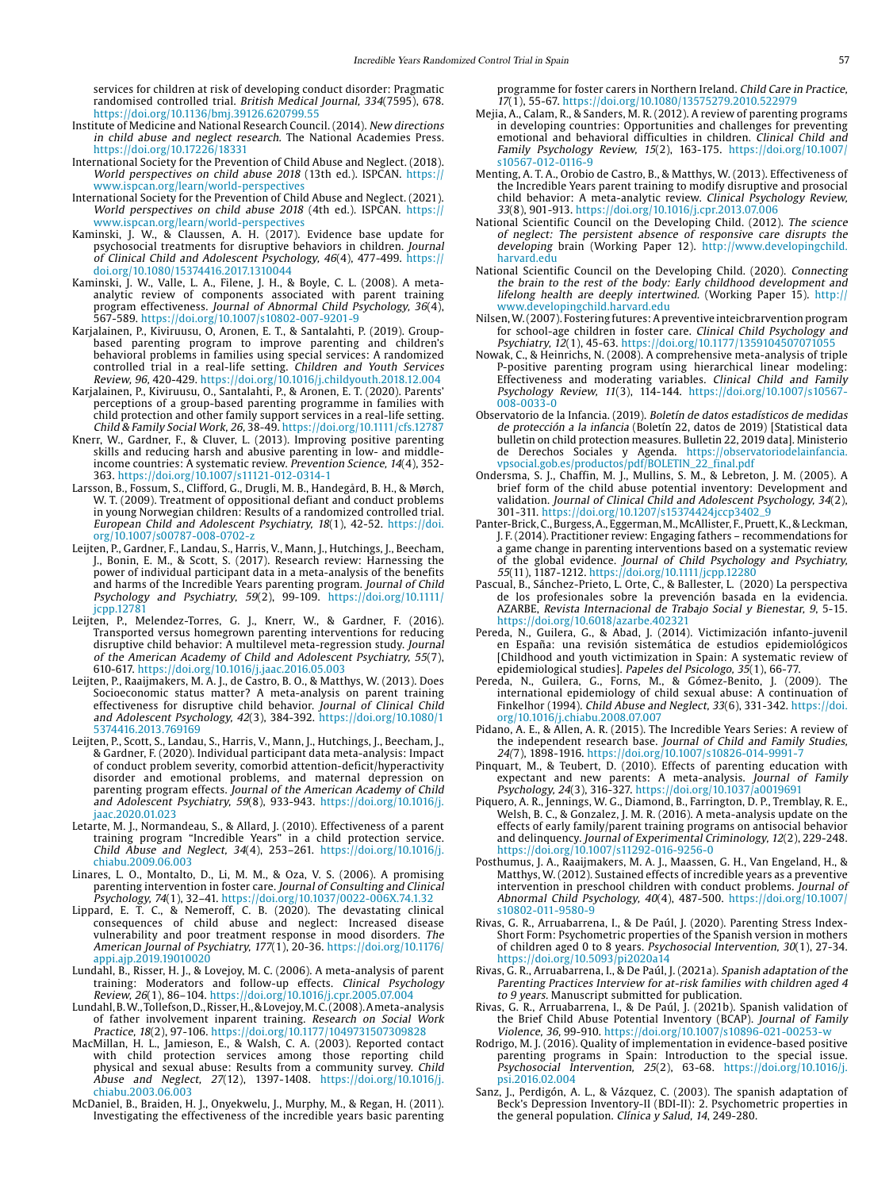services for children at risk of developing conduct disorder: Pragmatic randomised controlled trial. *British Medical Journal, 334*(7595), 678. https://doi.org/10.1136/bmj.39126.620799.55

Institute of Medicine and National Research Council. (2014). *New directions in child abuse and neglect research*. The National Academies Press. https://doi.org/10.17226/18331

International Society for the Prevention of Child Abuse and Neglect. (2018). *World perspectives on child abuse 2018* (13th ed.). ISPCAN. https://www.ispcan.org/learn/world-perspectives

International Society for the Prevention of Child Abuse and Neglect. (2021). *World perspectives on child abuse 2018* (4th ed.). ISPCAN. https://www.ispcan.org/learn/world-perspectives

Kaminski, J. W., & Claussen, A. H. (2017). Evidence base update for psychosocial treatments for disruptive behaviors in children. *Journal of Clinical Child and Adolescent Psychology, 46*(4), 477-499. https://doi.org/10.1080/15374416.2017.1310044

Kaminski, J. W., Valle, L. A., Filene, J. H., & Boyle, C. L. (2008). A meta-analytic review of components associated with parent training program effectiveness. *Journal of Abnormal Child Psychology, 36*(4), 567-589. https://doi.org/10.1007/s10802-007-9201-9

Karjalainen, P., Kiviruusu, O, Aronen, E. T., & Santalahti, P. (2019). Group-based parenting program to improve parenting and children's behavioral problems in families using special services: A randomized controlled trial in a real-life setting. *Children and Youth Services Review, 96*, 420-429. https://doi.org/10.1016/j.childyouth.2018.12.004

Karjalainen, P., Kiviruusu, O., Santalahti, P., & Aronen, E. T. (2020). Parents' perceptions of a group-based parenting programme in families with child protection and other family support services in a real-life setting. *Child & Family Social Work, 26*, 38-49. https://doi.org/10.1111/cfs.12787

Knerr, W., Gardner, F., & Cluver, L. (2013). Improving positive parenting skills and reducing harsh and abusive parenting in low- and middle-income countries: A systematic review. *Prevention Science, 14*(4), 352-363. https://doi.org/10.1007/s11121-012-0314-1

Larsson, B., Fossum, S., Clifford, G., Drugli, M. B., Handegård, B. H., & Mørch, W. T. (2009). Treatment of oppositional defiant and conduct problems in young Norwegian children: Results of a randomized controlled trial. *European Child and Adolescent Psychiatry, 18*(1), 42-52. https://doi.org/10.1007/s00787-008-0702-z

Leijten, P., Gardner, F., Landau, S., Harris, V., Mann, J., Hutchings, J., Beecham, J., Bonin, E. M., & Scott, S. (2017). Research review: Harnessing the power of individual participant data in a meta-analysis of the benefits and harms of the Incredible Years parenting program. *Journal of Child Psychology and Psychiatry, 59*(2), 99-109. https://doi.org/10.1111/jcpp.12781

Leijten, P., Melendez-Torres, G. J., Knerr, W., & Gardner, F. (2016). Transported versus homegrown parenting interventions for reducing disruptive child behavior: A multilevel meta-regression study. *Journal of the American Academy of Child and Adolescent Psychiatry, 55*(7), 610-617. https://doi.org/10.1016/j.jaac.2016.05.003

Leijten, P., Raaijmakers, M. A. J., de Castro, B. O., & Matthys, W. (2013). Does Socioeconomic status matter? A meta-analysis on parent training effectiveness for disruptive child behavior. *Journal of Clinical Child and Adolescent Psychology, 42*(3), 384-392. https://doi.org/10.1080/15374416.2013.769169

Leijten, P., Scott, S., Landau, S., Harris, V., Mann, J., Hutchings, J., Beecham, J., & Gardner, F. (2020). Individual participant data meta-analysis: Impact of conduct problem severity, comorbid attention-deficit/hyperactivity disorder and emotional problems, and maternal depression on parenting program effects. *Journal of the American Academy of Child and Adolescent Psychiatry, 59*(8), 933-943. https://doi.org/10.1016/j.jaac.2020.01.023

Letarte, M. J., Normandeau, S., & Allard, J. (2010). Effectiveness of a parent training program "Incredible Years" in a child protection service. *Child Abuse and Neglect, 34*(4), 253–261. https://doi.org/10.1016/j.chiabu.2009.06.003

Linares, L. O., Montalto, D., Li, M. M., & Oza, V. S. (2006). A promising parenting intervention in foster care. *Journal of Consulting and Clinical Psychology, 74*(1), 32–41. https://doi.org/10.1037/0022-006X.74.1.32

Lippard, E. T. C., & Nemeroff, C. B. (2020). The devastating clinical consequences of child abuse and neglect: Increased disease vulnerability and poor treatment response in mood disorders. *The American Journal of Psychiatry, 177*(1), 20-36. https://doi.org/10.1176/appi.ajp.2019.19010020

Lundahl, B., Risser, H. J., & Lovejoy, M. C. (2006). A meta-analysis of parent training: Moderators and follow-up effects. *Clinical Psychology Review, 26*(1), 86–104. https://doi.org/10.1016/j.cpr.2005.07.004

Lundahl, B. W., Tollefson, D., Risser, H., & Lovejoy, M. C. (2008). A meta-analysis of father involvement inparent training. *Research on Social Work Practice, 18*(2), 97-106. https://doi.org/10.1177/1049731507309828

MacMillan, H. L., Jamieson, E., & Walsh, C. A. (2003). Reported contact with child protection services among those reporting child physical and sexual abuse: Results from a community survey. *Child Abuse and Neglect, 27*(12), 1397-1408. https://doi.org/10.1016/j.chiabu.2003.06.003

McDaniel, B., Braiden, H. J., Onyekwelu, J., Murphy, M., & Regan, H. (2011). Investigating the effectiveness of the incredible years basic parenting programme for foster carers in Northern Ireland. *Child Care in Practice, 17*(1), 55-67. https://doi.org/10.1080/13575279.2010.522979

Mejia, A., Calam, R., & Sanders, M. R. (2012). A review of parenting programs in developing countries: Opportunities and challenges for preventing emotional and behavioral difficulties in children. *Clinical Child and Family Psychology Review, 15*(2), 163-175. https://doi.org/10.1007/s10567-012-0116-9

Menting, A. T. A., Orobio de Castro, B., & Matthys, W. (2013). Effectiveness of the Incredible Years parent training to modify disruptive and prosocial child behavior: A meta-analytic review. *Clinical Psychology Review, 33*(8), 901-913. https://doi.org/10.1016/j.cpr.2013.07.006

National Scientific Council on the Developing Child. (2012). *The science of neglect: The persistent absence of responsive care disrupts the developing* brain (Working Paper 12). http://www.developingchild.harvard.edu

National Scientific Council on the Developing Child. (2020). *Connecting the brain to the rest of the body: Early childhood development and lifelong health are deeply intertwined*. (Working Paper 15). http://www.developingchild.harvard.edu

Nilsen, W. (2007). Fostering futures: A preventive inteicbrarvention program for school-age children in foster care. *Clinical Child Psychology and Psychiatry, 12*(1), 45-63. https://doi.org/10.1177/1359104507071055

Nowak, C., & Heinrichs, N. (2008). A comprehensive meta-analysis of triple P-positive parenting program using hierarchical linear modeling: Effectiveness and moderating variables. *Clinical Child and Family Psychology Review, 11*(3), 114-144. https://doi.org/10.1007/s10567-008-0033-0

Observatorio de la Infancia. (2019). *Boletín de datos estadísticos de medidas de protección a la infancia* (Boletín 22, datos de 2019) [Statistical data bulletin on child protection measures. Bulletin 22, 2019 data]. Ministerio de Derechos Sociales y Agenda. https://observatoriodelainfancia.vpsocial.gob.es/productos/pdf/BOLETIN_22_final.pdf

Ondersma, S. J., Chaffin, M. J., Mullins, S. M., & Lebreton, J. M. (2005). A brief form of the child abuse potential inventory: Development and validation. *Journal of Clinical Child and Adolescent Psychology, 34*(2), 301-311. https://doi.org/10.1207/s15374424jccp3402_9

Panter-Brick, C., Burgess, A., Eggerman, M., McAllister, F., Pruett, K., & Leckman, J. F. (2014). Practitioner review: Engaging fathers – recommendations for a game change in parenting interventions based on a systematic review of the global evidence. *Journal of Child Psychology and Psychiatry, 55*(11), 1187-1212. https://doi.org/10.1111/jcpp.12280

Pascual, B., Sánchez-Prieto, L. Orte, C., & Ballester, L. (2020) La perspectiva de los profesionales sobre la prevención basada en la evidencia. AZARBE, *Revista Internacional de Trabajo Social y Bienestar, 9*, 5-15. https://doi.org/10.6018/azarbe.402321

Pereda, N., Guilera, G., & Abad, J. (2014). Victimización infanto-juvenil en España: una revisión sistemática de estudios epidemiológicos [Childhood and youth victimization in Spain: A systematic review of epidemiological studies]. *Papeles del Psicologo, 35*(1), 66-77.

Pereda, N., Guilera, G., Forns, M., & Gómez-Benito, J. (2009). The international epidemiology of child sexual abuse: A continuation of Finkelhor (1994). *Child Abuse and Neglect, 33*(6), 331-342. https://doi.org/10.1016/j.chiabu.2008.07.007

Pidano, A. E., & Allen, A. R. (2015). The Incredible Years Series: A review of the independent research base. *Journal of Child and Family Studies, 24*(7), 1898-1916. https://doi.org/10.1007/s10826-014-9991-7

Pinquart, M., & Teubert, D. (2010). Effects of parenting education with expectant and new parents: A meta-analysis. *Journal of Family Psychology, 24*(3), 316-327. https://doi.org/10.1037/a0019691

Piquero, A. R., Jennings, W. G., Diamond, B., Farrington, D. P., Tremblay, R. E., Welsh, B. C., & Gonzalez, J. M. R. (2016). A meta-analysis update on the effects of early family/parent training programs on antisocial behavior and delinquency. *Journal of Experimental Criminology, 12*(2), 229-248. https://doi.org/10.1007/s11292-016-9256-0

Posthumus, J. A., Raaijmakers, M. A. J., Maassen, G. H., Van Engeland, H., & Matthys, W. (2012). Sustained effects of incredible years as a preventive intervention in preschool children with conduct problems. *Journal of Abnormal Child Psychology, 40*(4), 487-500. https://doi.org/10.1007/s10802-011-9580-9

Rivas, G. R., Arruabarrena, I., & De Paúl, J. (2020). Parenting Stress Index-Short Form: Psychometric properties of the Spanish version in mothers of children aged 0 to 8 years. *Psychosocial Intervention, 30*(1), 27-34. https://doi.org/10.5093/pi2020a14

Rivas, G. R., Arruabarrena, I., & De Paúl, J. (2021a). *Spanish adaptation of the Parenting Practices Interview for at-risk families with children aged 4 to 9 years*. Manuscript submitted for publication.

Rivas, G. R., Arruabarrena, I., & De Paúl, J. (2021b). Spanish validation of the Brief Child Abuse Potential Inventory (BCAP). *Journal of Family Violence, 36*, 99-910. https://doi.org/10.1007/s10896-021-00253-w

Rodrigo, M. J. (2016). Quality of implementation in evidence-based positive parenting programs in Spain: Introduction to the special issue. *Psychosocial Intervention, 25*(2), 63-68. https://doi.org/10.1016/j.psi.2016.02.004

Sanz, J., Perdigón, A. L., & Vázquez, C. (2003). The spanish adaptation of Beck's Depression Inventory-II (BDI-II): 2. Psychometric properties in the general population. *Clínica y Salud, 14*, 249-280.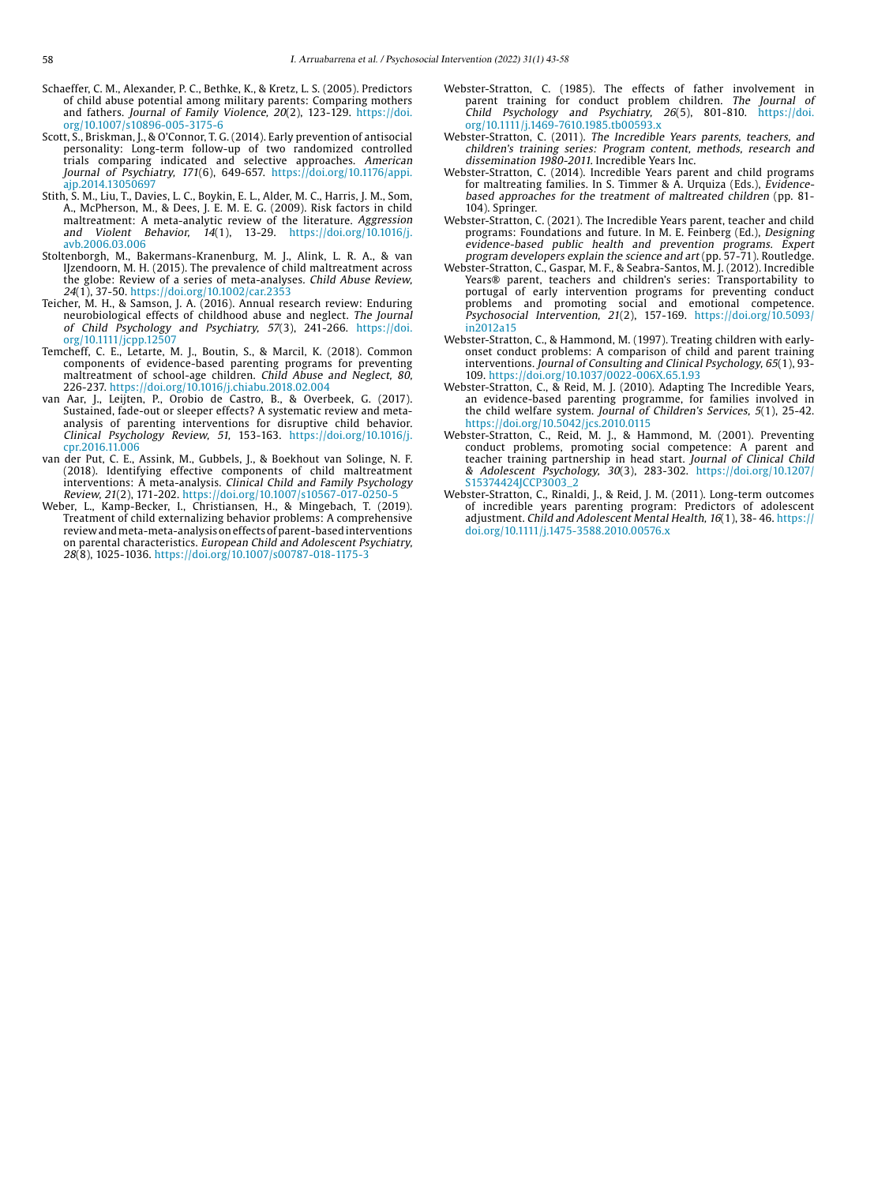Schaeffer, C. M., Alexander, P. C., Bethke, K., & Kretz, L. S. (2005). Predictors of child abuse potential among military parents: Comparing mothers and fathers. *Journal of Family Violence, 20*(2), 123-129. https://doi.org/10.1007/s10896-005-3175-6

Scott, S., Briskman, J., & O'Connor, T. G. (2014). Early prevention of antisocial personality: Long-term follow-up of two randomized controlled trials comparing indicated and selective approaches. *American Journal of Psychiatry, 171*(6), 649-657. https://doi.org/10.1176/appi.ajp.2014.13050697

Stith, S. M., Liu, T., Davies, L. C., Boykin, E. L., Alder, M. C., Harris, J. M., Som, A., McPherson, M., & Dees, J. E. M. E. G. (2009). Risk factors in child maltreatment: A meta-analytic review of the literature. *Aggression and Violent Behavior, 14*(1), 13-29. https://doi.org/10.1016/j.avb.2006.03.006

Stoltenborgh, M., Bakermans-Kranenburg, M. J., Alink, L. R. A., & van IJzendoorn, M. H. (2015). The prevalence of child maltreatment across the globe: Review of a series of meta-analyses. *Child Abuse Review, 24*(1), 37-50. https://doi.org/10.1002/car.2353

Teicher, M. H., & Samson, J. A. (2016). Annual research review: Enduring neurobiological effects of childhood abuse and neglect. *The Journal of Child Psychology and Psychiatry, 57*(3), 241-266. https://doi.org/10.1111/jcpp.12507

Temcheff, C. E., Letarte, M. J., Boutin, S., & Marcil, K. (2018). Common components of evidence-based parenting programs for preventing maltreatment of school-age children. *Child Abuse and Neglect, 80*, 226-237. https://doi.org/10.1016/j.chiabu.2018.02.004

van Aar, J., Leijten, P., Orobio de Castro, B., & Overbeek, G. (2017). Sustained, fade-out or sleeper effects? A systematic review and meta-analysis of parenting interventions for disruptive child behavior. *Clinical Psychology Review, 51*, 153-163. https://doi.org/10.1016/j.cpr.2016.11.006

van der Put, C. E., Assink, M., Gubbels, J., & Boekhout van Solinge, N. F. (2018). Identifying effective components of child maltreatment interventions: A meta-analysis. *Clinical Child and Family Psychology Review, 21*(2), 171-202. https://doi.org/10.1007/s10567-017-0250-5

Weber, L., Kamp-Becker, I., Christiansen, H., & Mingebach, T. (2019). Treatment of child externalizing behavior problems: A comprehensive review and meta-meta-analysis on effects of parent-based interventions on parental characteristics. *European Child and Adolescent Psychiatry, 28*(8), 1025-1036. https://doi.org/10.1007/s00787-018-1175-3

Webster-Stratton, C. (1985). The effects of father involvement in parent training for conduct problem children. *The Journal of Child Psychology and Psychiatry, 26*(5), 801-810. https://doi.org/10.1111/j.1469-7610.1985.tb00593.x

Webster-Stratton, C. (2011). *The Incredible Years parents, teachers, and children's training series: Program content, methods, research and dissemination 1980-2011*. Incredible Years Inc.

Webster-Stratton, C. (2014). Incredible Years parent and child programs for maltreating families. In S. Timmer & A. Urquiza (Eds.), *Evidence-based approaches for the treatment of maltreated children* (pp. 81-104). Springer.

Webster-Stratton, C. (2021). The Incredible Years parent, teacher and child programs: Foundations and future. In M. E. Feinberg (Ed.), *Designing evidence-based public health and prevention programs. Expert program developers explain the science and art* (pp. 57-71). Routledge.

Webster-Stratton, C., Gaspar, M. F., & Seabra-Santos, M. J. (2012). Incredible Years® parent, teachers and children's series: Transportability to portugal of early intervention programs for preventing conduct problems and promoting social and emotional competence. *Psychosocial Intervention, 21*(2), 157-169. https://doi.org/10.5093/in2012a15

Webster-Stratton, C., & Hammond, M. (1997). Treating children with early-onset conduct problems: A comparison of child and parent training interventions. *Journal of Consulting and Clinical Psychology, 65*(1), 93-109. https://doi.org/10.1037/0022-006X.65.1.93

Webster-Stratton, C., & Reid, M. J. (2010). Adapting The Incredible Years, an evidence-based parenting programme, for families involved in the child welfare system. *Journal of Children's Services, 5*(1), 25-42. https://doi.org/10.5042/jcs.2010.0115

Webster-Stratton, C., Reid, M. J., & Hammond, M. (2001). Preventing conduct problems, promoting social competence: A parent and teacher training partnership in head start. *Journal of Clinical Child & Adolescent Psychology, 30*(3), 283-302. https://doi.org/10.1207/S15374424JCCP3003_2

Webster-Stratton, C., Rinaldi, J., & Reid, J. M. (2011). Long-term outcomes of incredible years parenting program: Predictors of adolescent adjustment. *Child and Adolescent Mental Health, 16*(1), 38- 46. https://doi.org/10.1111/j.1475-3588.2010.00576.x